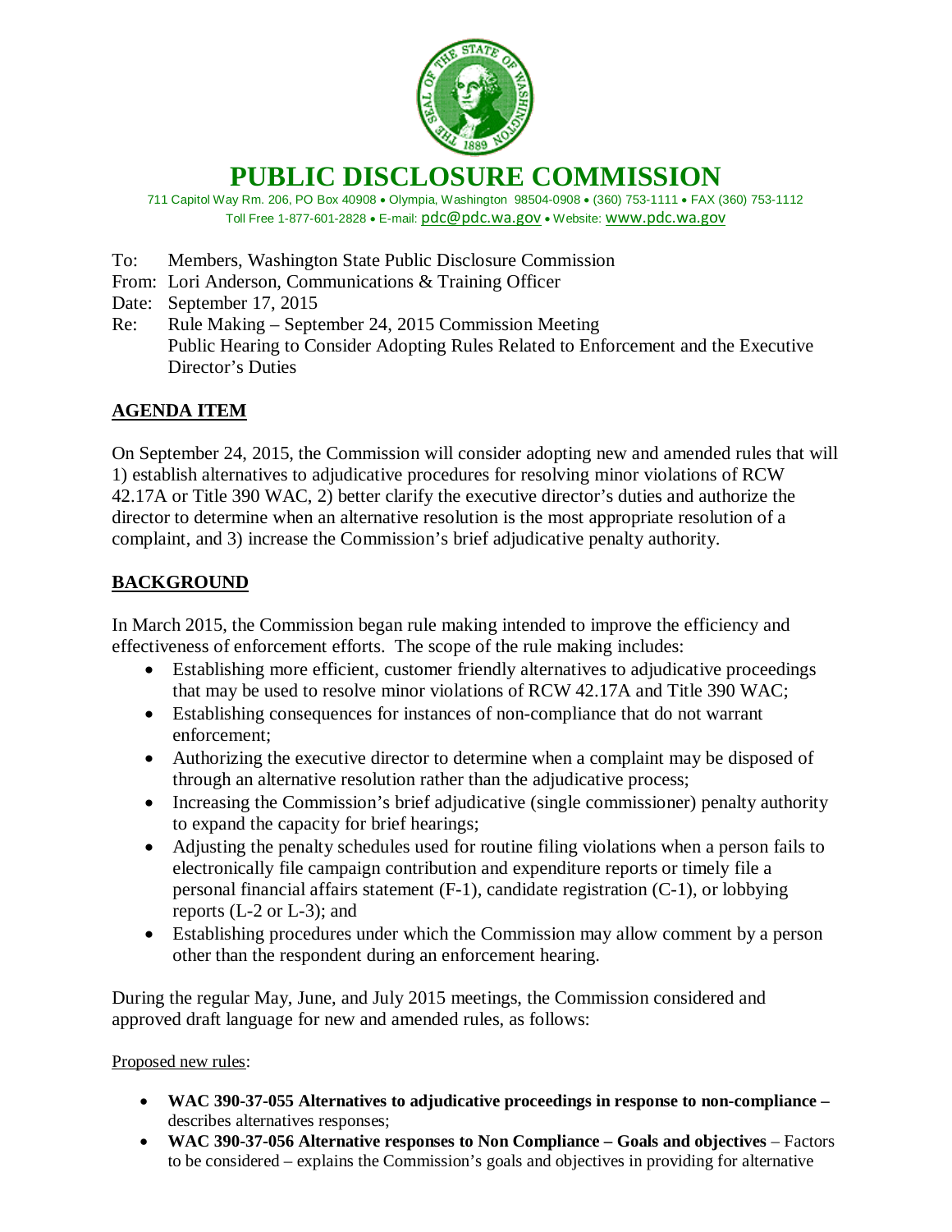# PUBLIC DISCLOSURE COMMISSION

711 Capitol Way Rm. 206, PO Box 40908 • Olympia, Washington 98504-0908 • (360) 753-1111 • FAX (360) 753-1112
Toll Free 1-877-601-2828 • E-mail: pdc@pdc.wa.gov • Website: www.pdc.wa.gov

To: Members, Washington State Public Disclosure Commission
From: Lori Anderson, Communications & Training Officer
Date: September 17, 2015
Re: Rule Making – September 24, 2015 Commission Meeting
Public Hearing to Consider Adopting Rules Related to Enforcement and the Executive Director's Duties

## AGENDA ITEM

On September 24, 2015, the Commission will consider adopting new and amended rules that will 1) establish alternatives to adjudicative procedures for resolving minor violations of RCW 42.17A or Title 390 WAC, 2) better clarify the executive director's duties and authorize the director to determine when an alternative resolution is the most appropriate resolution of a complaint, and 3) increase the Commission's brief adjudicative penalty authority.

## BACKGROUND

In March 2015, the Commission began rule making intended to improve the efficiency and effectiveness of enforcement efforts. The scope of the rule making includes:

- Establishing more efficient, customer friendly alternatives to adjudicative proceedings that may be used to resolve minor violations of RCW 42.17A and Title 390 WAC;
- Establishing consequences for instances of non-compliance that do not warrant enforcement;
- Authorizing the executive director to determine when a complaint may be disposed of through an alternative resolution rather than the adjudicative process;
- Increasing the Commission's brief adjudicative (single commissioner) penalty authority to expand the capacity for brief hearings;
- Adjusting the penalty schedules used for routine filing violations when a person fails to electronically file campaign contribution and expenditure reports or timely file a personal financial affairs statement (F-1), candidate registration (C-1), or lobbying reports (L-2 or L-3); and
- Establishing procedures under which the Commission may allow comment by a person other than the respondent during an enforcement hearing.

During the regular May, June, and July 2015 meetings, the Commission considered and approved draft language for new and amended rules, as follows:

Proposed new rules:

- **WAC 390-37-055 Alternatives to adjudicative proceedings in response to non-compliance –** describes alternatives responses;
- **WAC 390-37-056 Alternative responses to Non Compliance – Goals and objectives** – Factors to be considered – explains the Commission's goals and objectives in providing for alternative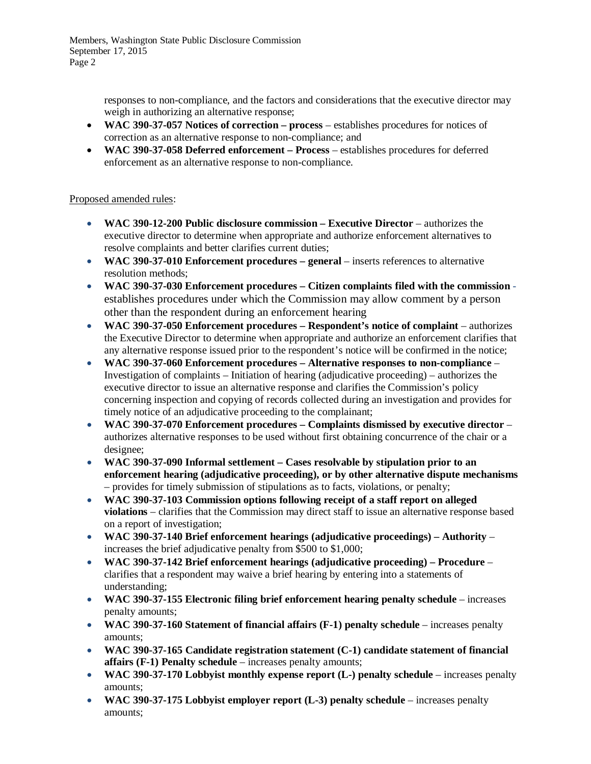responses to non-compliance, and the factors and considerations that the executive director may weigh in authorizing an alternative response;

- **WAC 390-37-057 Notices of correction – process** – establishes procedures for notices of correction as an alternative response to non-compliance; and
- **WAC 390-37-058 Deferred enforcement – Process** – establishes procedures for deferred enforcement as an alternative response to non-compliance.

Proposed amended rules:

- **WAC 390-12-200 Public disclosure commission – Executive Director** – authorizes the executive director to determine when appropriate and authorize enforcement alternatives to resolve complaints and better clarifies current duties;
- **WAC 390-37-010 Enforcement procedures – general** – inserts references to alternative resolution methods;
- **WAC 390-37-030 Enforcement procedures – Citizen complaints filed with the commission** - establishes procedures under which the Commission may allow comment by a person other than the respondent during an enforcement hearing
- **WAC 390-37-050 Enforcement procedures – Respondent's notice of complaint** – authorizes the Executive Director to determine when appropriate and authorize an enforcement clarifies that any alternative response issued prior to the respondent's notice will be confirmed in the notice;
- **WAC 390-37-060 Enforcement procedures – Alternative responses to non-compliance** – Investigation of complaints – Initiation of hearing (adjudicative proceeding) – authorizes the executive director to issue an alternative response and clarifies the Commission's policy concerning inspection and copying of records collected during an investigation and provides for timely notice of an adjudicative proceeding to the complainant;
- **WAC 390-37-070 Enforcement procedures – Complaints dismissed by executive director** – authorizes alternative responses to be used without first obtaining concurrence of the chair or a designee;
- **WAC 390-37-090 Informal settlement – Cases resolvable by stipulation prior to an enforcement hearing (adjudicative proceeding), or by other alternative dispute mechanisms** – provides for timely submission of stipulations as to facts, violations, or penalty;
- **WAC 390-37-103 Commission options following receipt of a staff report on alleged violations** – clarifies that the Commission may direct staff to issue an alternative response based on a report of investigation;
- **WAC 390-37-140 Brief enforcement hearings (adjudicative proceedings) – Authority** – increases the brief adjudicative penalty from $500 to $1,000;
- **WAC 390-37-142 Brief enforcement hearings (adjudicative proceeding) – Procedure** – clarifies that a respondent may waive a brief hearing by entering into a statements of understanding;
- **WAC 390-37-155 Electronic filing brief enforcement hearing penalty schedule** – increases penalty amounts;
- **WAC 390-37-160 Statement of financial affairs (F-1) penalty schedule** – increases penalty amounts;
- **WAC 390-37-165 Candidate registration statement (C-1) candidate statement of financial affairs (F-1) Penalty schedule** – increases penalty amounts;
- **WAC 390-37-170 Lobbyist monthly expense report (L-) penalty schedule** – increases penalty amounts;
- **WAC 390-37-175 Lobbyist employer report (L-3) penalty schedule** – increases penalty amounts;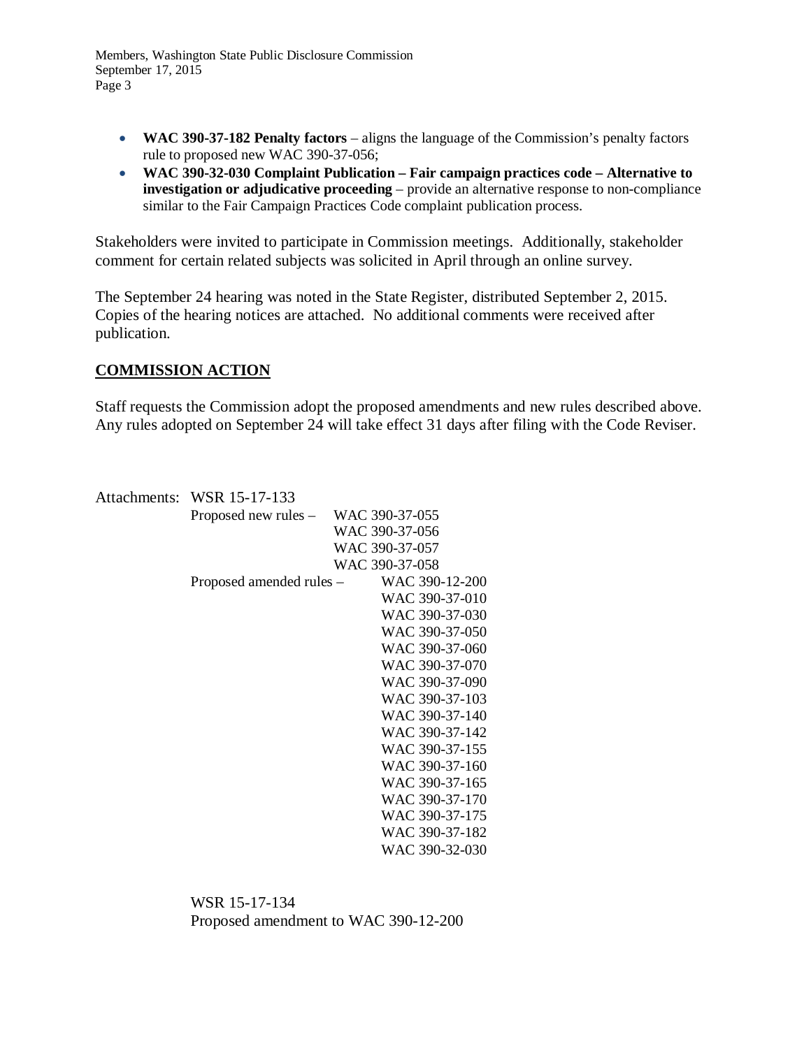- **WAC 390-37-182 Penalty factors** – aligns the language of the Commission's penalty factors rule to proposed new WAC 390-37-056;
- **WAC 390-32-030 Complaint Publication – Fair campaign practices code – Alternative to investigation or adjudicative proceeding** – provide an alternative response to non-compliance similar to the Fair Campaign Practices Code complaint publication process.

Stakeholders were invited to participate in Commission meetings. Additionally, stakeholder comment for certain related subjects was solicited in April through an online survey.

The September 24 hearing was noted in the State Register, distributed September 2, 2015. Copies of the hearing notices are attached. No additional comments were received after publication.

## COMMISSION ACTION

Staff requests the Commission adopt the proposed amendments and new rules described above. Any rules adopted on September 24 will take effect 31 days after filing with the Code Reviser.

Attachments: WSR 15-17-133

Proposed new rules – WAC 390-37-055
WAC 390-37-056
WAC 390-37-057
WAC 390-37-058

Proposed amended rules – WAC 390-12-200
WAC 390-37-010
WAC 390-37-030
WAC 390-37-050
WAC 390-37-060
WAC 390-37-070
WAC 390-37-090
WAC 390-37-103
WAC 390-37-140
WAC 390-37-142
WAC 390-37-155
WAC 390-37-160
WAC 390-37-165
WAC 390-37-170
WAC 390-37-175
WAC 390-37-182
WAC 390-32-030

WSR 15-17-134
Proposed amendment to WAC 390-12-200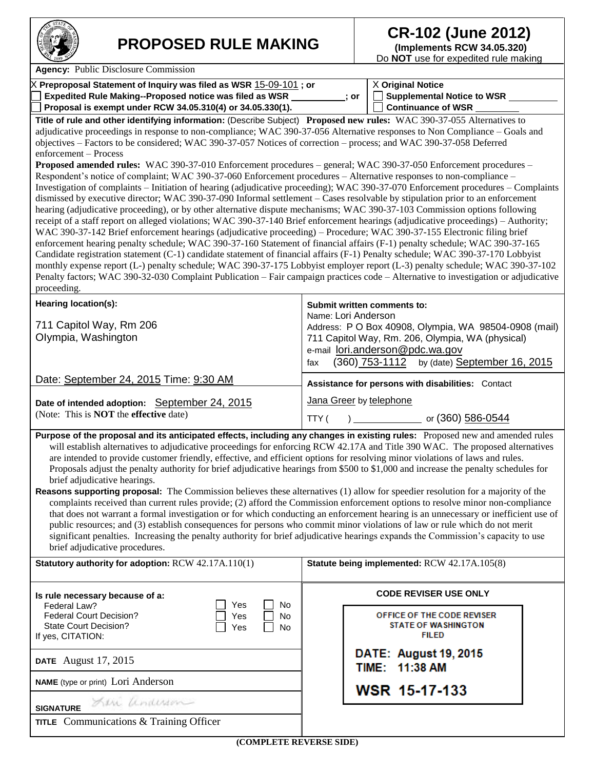# PROPOSED RULE MAKING

## CR-102 (June 2012)

**(Implements RCW 34.05.320)**

Do **NOT** use for expedited rule making

**Agency:** Public Disclosure Commission

X **Preproposal Statement of Inquiry was filed as WSR** 15-09-101 **; or**

☐ **Expedited Rule Making--Proposed notice was filed as WSR \_\_\_\_\_\_\_\_; or**

☐ **Proposal is exempt under RCW 34.05.310(4) or 34.05.330(1).**

X **Original Notice**

☐ **Supplemental Notice to WSR** \_\_\_\_\_\_\_\_

☐ **Continuance of WSR** \_\_\_\_\_\_\_\_

**Title of rule and other identifying information:** (Describe Subject) **Proposed new rules:** WAC 390-37-055 Alternatives to adjudicative proceedings in response to non-compliance; WAC 390-37-056 Alternative responses to Non Compliance – Goals and objectives – Factors to be considered; WAC 390-37-057 Notices of correction – process; and WAC 390-37-058 Deferred enforcement – Process

**Proposed amended rules:** WAC 390-37-010 Enforcement procedures – general; WAC 390-37-050 Enforcement procedures – Respondent's notice of complaint; WAC 390-37-060 Enforcement procedures – Alternative responses to non-compliance – Investigation of complaints – Initiation of hearing (adjudicative proceeding); WAC 390-37-070 Enforcement procedures – Complaints dismissed by executive director; WAC 390-37-090 Informal settlement – Cases resolvable by stipulation prior to an enforcement hearing (adjudicative proceeding), or by other alternative dispute mechanisms; WAC 390-37-103 Commission options following receipt of a staff report on alleged violations; WAC 390-37-140 Brief enforcement hearings (adjudicative proceedings) – Authority; WAC 390-37-142 Brief enforcement hearings (adjudicative proceeding) – Procedure; WAC 390-37-155 Electronic filing brief enforcement hearing penalty schedule; WAC 390-37-160 Statement of financial affairs (F-1) penalty schedule; WAC 390-37-165 Candidate registration statement (C-1) candidate statement of financial affairs (F-1) Penalty schedule; WAC 390-37-170 Lobbyist monthly expense report (L-) penalty schedule; WAC 390-37-175 Lobbyist employer report (L-3) penalty schedule; WAC 390-37-102 Penalty factors; WAC 390-32-030 Complaint Publication – Fair campaign practices code – Alternative to investigation or adjudicative proceeding.

**Hearing location(s):**

711 Capitol Way, Rm 206
Olympia, Washington

Date: September 24, 2015 Time: 9:30 AM

**Date of intended adoption:** September 24, 2015
(Note: This is **NOT** the **effective** date)

**Submit written comments to:**
Name: Lori Anderson
Address: P O Box 40908, Olympia, WA 98504-0908 (mail)
711 Capitol Way, Rm. 206, Olympia, WA (physical)
e-mail lori.anderson@pdc.wa.gov
fax (360) 753-1112 by (date) September 16, 2015

**Assistance for persons with disabilities:** Contact
Jana Greer by telephone
TTY ( ) \_\_\_\_\_\_ or (360) 586-0544

**Purpose of the proposal and its anticipated effects, including any changes in existing rules:** Proposed new and amended rules will establish alternatives to adjudicative proceedings for enforcing RCW 42.17A and Title 390 WAC. The proposed alternatives are intended to provide customer friendly, effective, and efficient options for resolving minor violations of laws and rules. Proposals adjust the penalty authority for brief adjudicative hearings from $500 to $1,000 and increase the penalty schedules for brief adjudicative hearings.

**Reasons supporting proposal:** The Commission believes these alternatives (1) allow for speedier resolution for a majority of the complaints received than current rules provide; (2) afford the Commission enforcement options to resolve minor non-compliance that does not warrant a formal investigation or for which conducting an enforcement hearing is an unnecessary or inefficient use of public resources; and (3) establish consequences for persons who commit minor violations of law or rule which do not merit significant penalties. Increasing the penalty authority for brief adjudicative hearings expands the Commission's capacity to use brief adjudicative procedures.

**Statutory authority for adoption:** RCW 42.17A.110(1)

**Statute being implemented:** RCW 42.17A.105(8)

**Is rule necessary because of a:**

| | | |
|---|---|---|
| Federal Law? | ☐ Yes | ☐ No |
| Federal Court Decision? | ☐ Yes | ☐ No |
| State Court Decision? | ☐ Yes | ☐ No |

If yes, CITATION:

**DATE** August 17, 2015

**NAME** (type or print) Lori Anderson

**SIGNATURE** Lori Anderson

**TITLE** Communications & Training Officer

**CODE REVISER USE ONLY**

OFFICE OF THE CODE REVISER
STATE OF WASHINGTON
FILED

DATE: August 19, 2015
TIME: 11:38 AM

WSR 15-17-133

**(COMPLETE REVERSE SIDE)**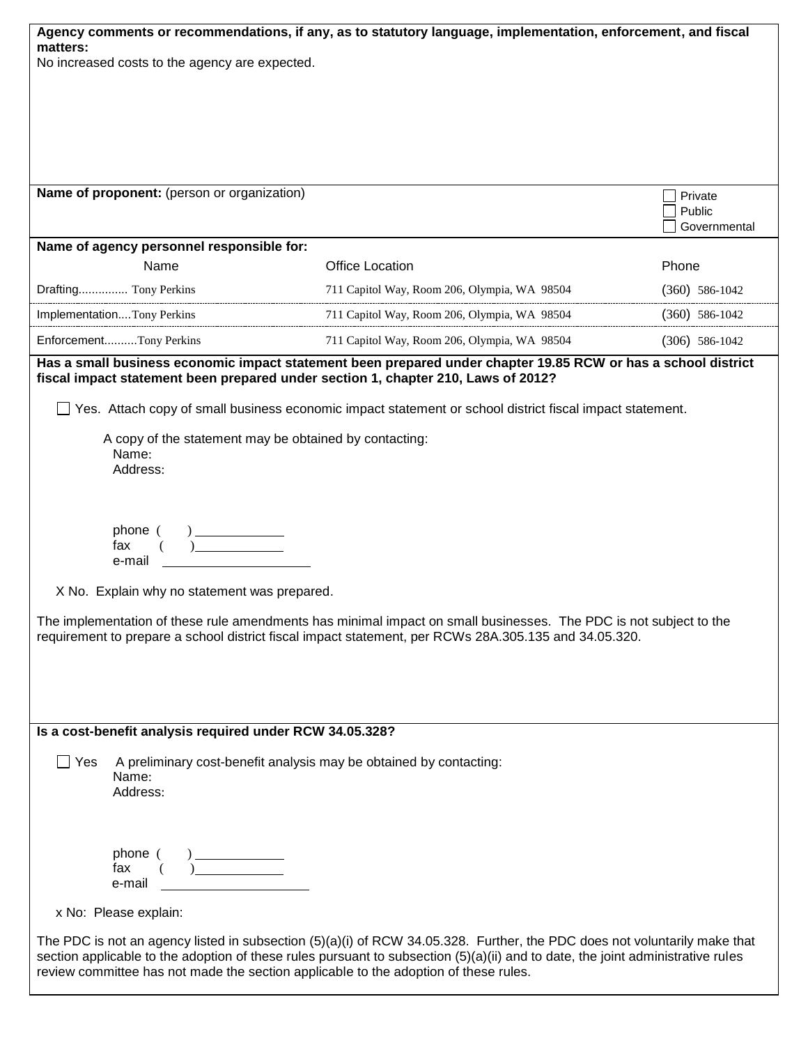**Agency comments or recommendations, if any, as to statutory language, implementation, enforcement, and fiscal matters:**

No increased costs to the agency are expected.

**Name of proponent:** (person or organization)

☐ Private
☐ Public
☐ Governmental

**Name of agency personnel responsible for:**

| Name | Office Location | Phone |
|---|---|---|
| Drafting............... Tony Perkins | 711 Capitol Way, Room 206, Olympia, WA 98504 | (360) 586-1042 |
| Implementation....Tony Perkins | 711 Capitol Way, Room 206, Olympia, WA 98504 | (360) 586-1042 |
| Enforcement..........Tony Perkins | 711 Capitol Way, Room 206, Olympia, WA 98504 | (306) 586-1042 |

**Has a small business economic impact statement been prepared under chapter 19.85 RCW or has a school district fiscal impact statement been prepared under section 1, chapter 210, Laws of 2012?**

☐ Yes. Attach copy of small business economic impact statement or school district fiscal impact statement.

A copy of the statement may be obtained by contacting:
Name:
Address:

phone ( ) ____________
fax ( ) ____________
e-mail ____________

X No. Explain why no statement was prepared.

The implementation of these rule amendments has minimal impact on small businesses. The PDC is not subject to the requirement to prepare a school district fiscal impact statement, per RCWs 28A.305.135 and 34.05.320.

**Is a cost-benefit analysis required under RCW 34.05.328?**

☐ Yes A preliminary cost-benefit analysis may be obtained by contacting:
Name:
Address:

phone ( ) ____________
fax ( ) ____________
e-mail ____________

x No: Please explain:

The PDC is not an agency listed in subsection (5)(a)(i) of RCW 34.05.328. Further, the PDC does not voluntarily make that section applicable to the adoption of these rules pursuant to subsection (5)(a)(ii) and to date, the joint administrative rules review committee has not made the section applicable to the adoption of these rules.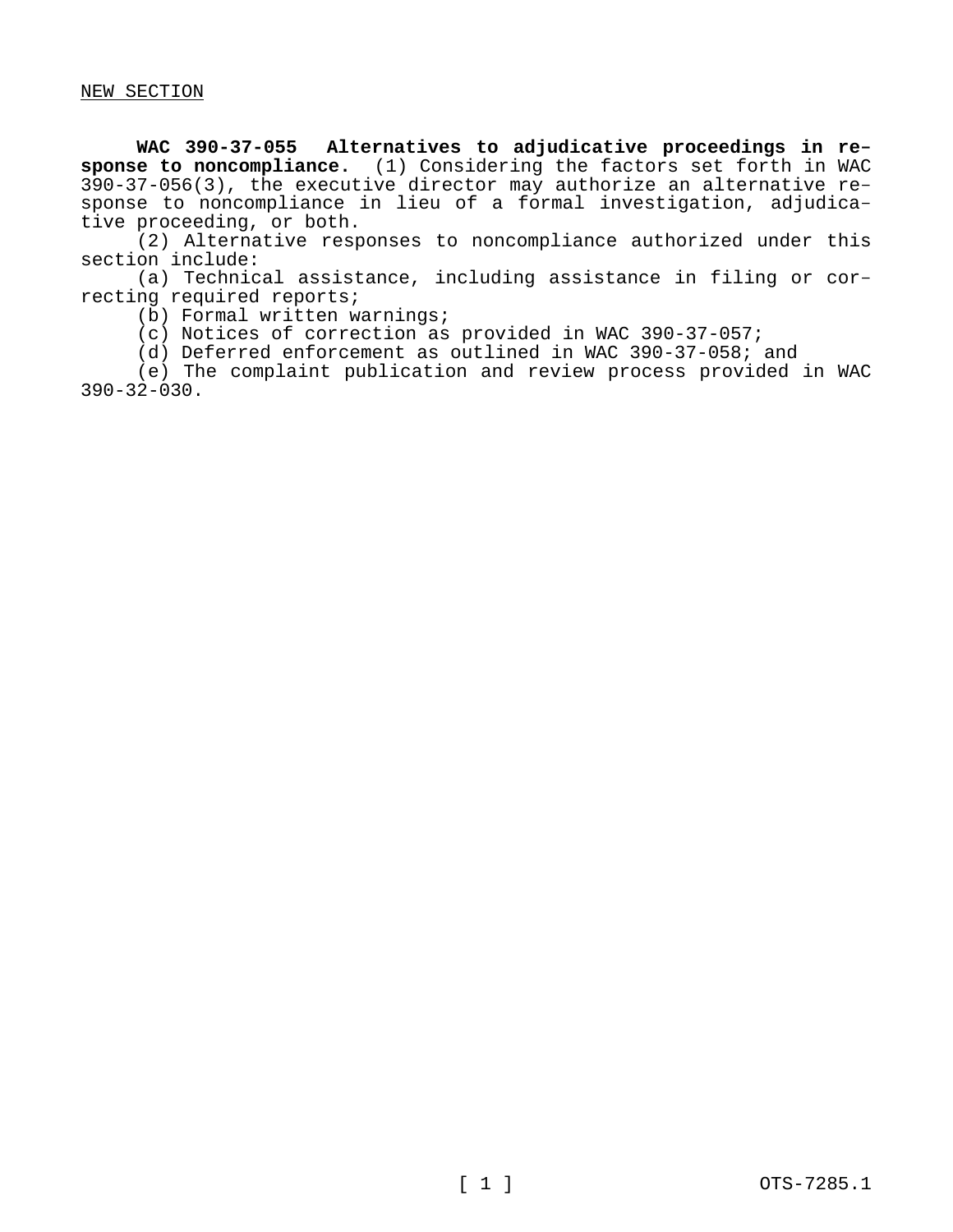NEW SECTION

**WAC 390-37-055 Alternatives to adjudicative proceedings in response to noncompliance.** (1) Considering the factors set forth in WAC 390-37-056(3), the executive director may authorize an alternative response to noncompliance in lieu of a formal investigation, adjudicative proceeding, or both.

(2) Alternative responses to noncompliance authorized under this section include:

(a) Technical assistance, including assistance in filing or correcting required reports;

(b) Formal written warnings;

(c) Notices of correction as provided in WAC 390-37-057;

(d) Deferred enforcement as outlined in WAC 390-37-058; and

(e) The complaint publication and review process provided in WAC 390-32-030.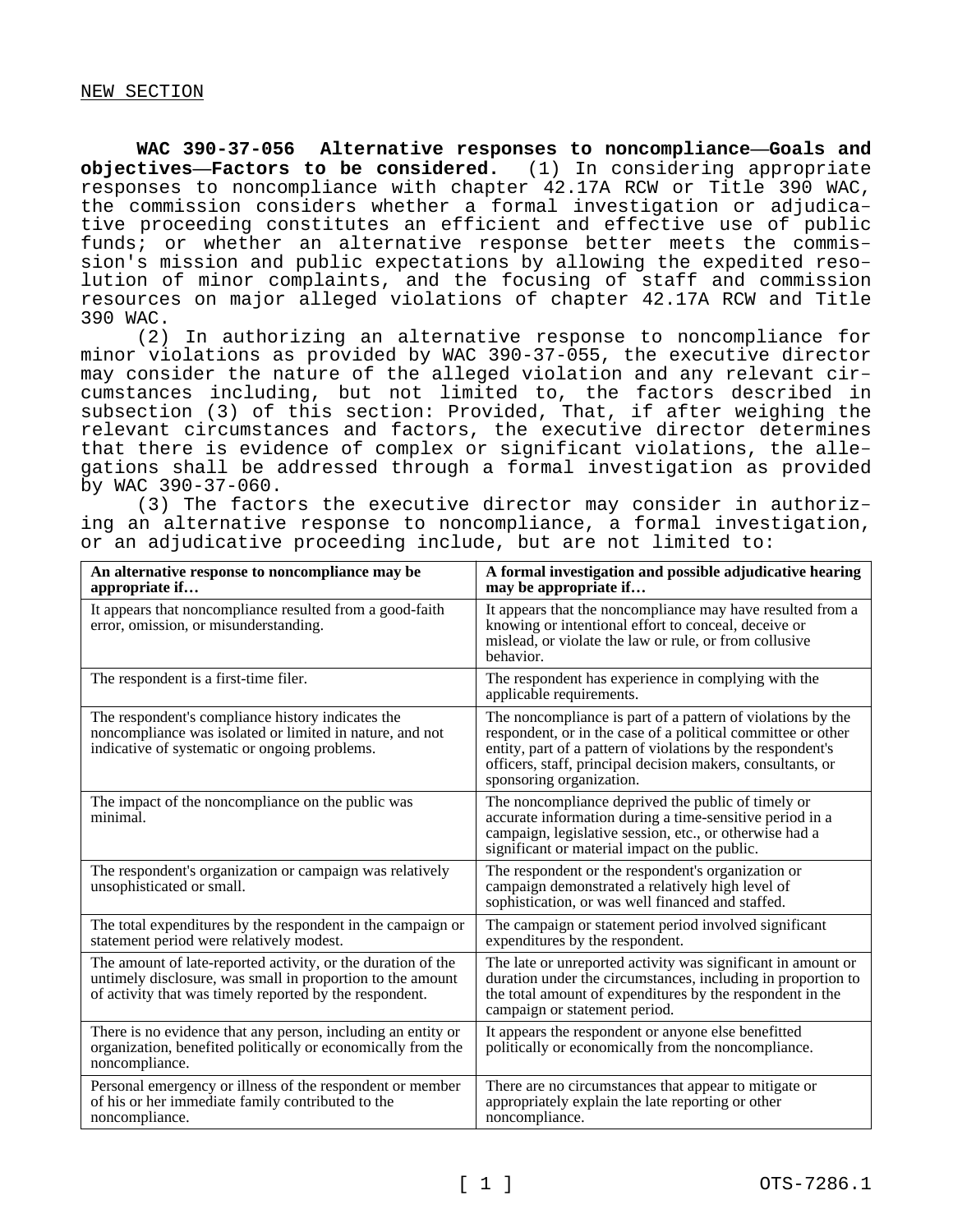NEW SECTION

**WAC 390-37-056 Alternative responses to noncompliance—Goals and objectives—Factors to be considered.** (1) In considering appropriate responses to noncompliance with chapter 42.17A RCW or Title 390 WAC, the commission considers whether a formal investigation or adjudicative proceeding constitutes an efficient and effective use of public funds; or whether an alternative response better meets the commission's mission and public expectations by allowing the expedited resolution of minor complaints, and the focusing of staff and commission resources on major alleged violations of chapter 42.17A RCW and Title 390 WAC.

(2) In authorizing an alternative response to noncompliance for minor violations as provided by WAC 390-37-055, the executive director may consider the nature of the alleged violation and any relevant circumstances including, but not limited to, the factors described in subsection (3) of this section: Provided, That, if after weighing the relevant circumstances and factors, the executive director determines that there is evidence of complex or significant violations, the allegations shall be addressed through a formal investigation as provided by WAC 390-37-060.

(3) The factors the executive director may consider in authorizing an alternative response to noncompliance, a formal investigation, or an adjudicative proceeding include, but are not limited to:

| **An alternative response to noncompliance may be appropriate if…** | **A formal investigation and possible adjudicative hearing may be appropriate if…** |
|---|---|
| It appears that noncompliance resulted from a good-faith error, omission, or misunderstanding. | It appears that the noncompliance may have resulted from a knowing or intentional effort to conceal, deceive or mislead, or violate the law or rule, or from collusive behavior. |
| The respondent is a first-time filer. | The respondent has experience in complying with the applicable requirements. |
| The respondent's compliance history indicates the noncompliance was isolated or limited in nature, and not indicative of systematic or ongoing problems. | The noncompliance is part of a pattern of violations by the respondent, or in the case of a political committee or other entity, part of a pattern of violations by the respondent's officers, staff, principal decision makers, consultants, or sponsoring organization. |
| The impact of the noncompliance on the public was minimal. | The noncompliance deprived the public of timely or accurate information during a time-sensitive period in a campaign, legislative session, etc., or otherwise had a significant or material impact on the public. |
| The respondent's organization or campaign was relatively unsophisticated or small. | The respondent or the respondent's organization or campaign demonstrated a relatively high level of sophistication, or was well financed and staffed. |
| The total expenditures by the respondent in the campaign or statement period were relatively modest. | The campaign or statement period involved significant expenditures by the respondent. |
| The amount of late-reported activity, or the duration of the untimely disclosure, was small in proportion to the amount of activity that was timely reported by the respondent. | The late or unreported activity was significant in amount or duration under the circumstances, including in proportion to the total amount of expenditures by the respondent in the campaign or statement period. |
| There is no evidence that any person, including an entity or organization, benefited politically or economically from the noncompliance. | It appears the respondent or anyone else benefitted politically or economically from the noncompliance. |
| Personal emergency or illness of the respondent or member of his or her immediate family contributed to the noncompliance. | There are no circumstances that appear to mitigate or appropriately explain the late reporting or other noncompliance. |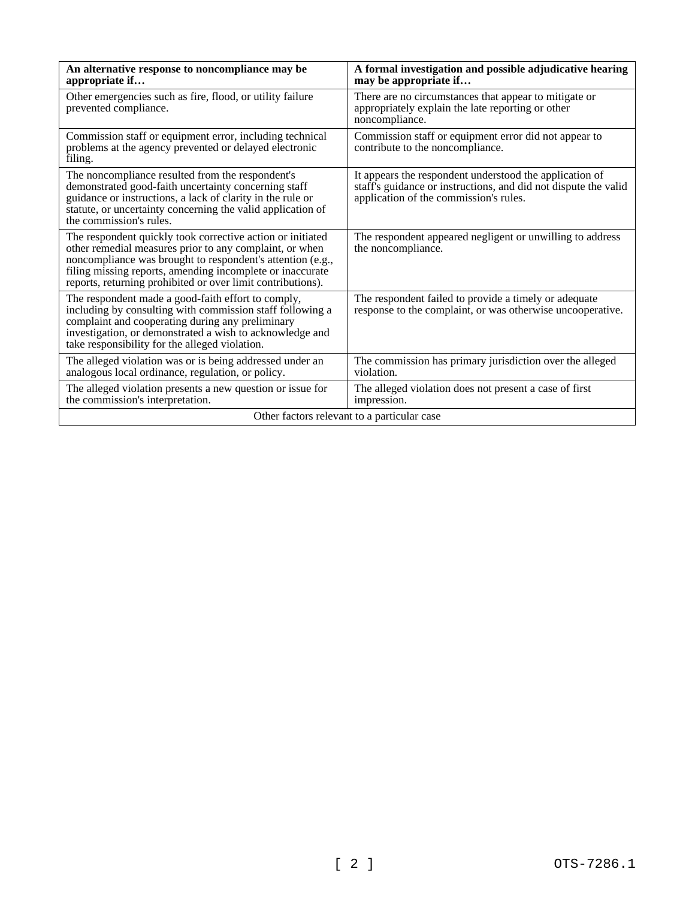| **An alternative response to noncompliance may be appropriate if…** | **A formal investigation and possible adjudicative hearing may be appropriate if…** |
|---|---|
| Other emergencies such as fire, flood, or utility failure prevented compliance. | There are no circumstances that appear to mitigate or appropriately explain the late reporting or other noncompliance. |
| Commission staff or equipment error, including technical problems at the agency prevented or delayed electronic filing. | Commission staff or equipment error did not appear to contribute to the noncompliance. |
| The noncompliance resulted from the respondent's demonstrated good-faith uncertainty concerning staff guidance or instructions, a lack of clarity in the rule or statute, or uncertainty concerning the valid application of the commission's rules. | It appears the respondent understood the application of staff's guidance or instructions, and did not dispute the valid application of the commission's rules. |
| The respondent quickly took corrective action or initiated other remedial measures prior to any complaint, or when noncompliance was brought to respondent's attention (e.g., filing missing reports, amending incomplete or inaccurate reports, returning prohibited or over limit contributions). | The respondent appeared negligent or unwilling to address the noncompliance. |
| The respondent made a good-faith effort to comply, including by consulting with commission staff following a complaint and cooperating during any preliminary investigation, or demonstrated a wish to acknowledge and take responsibility for the alleged violation. | The respondent failed to provide a timely or adequate response to the complaint, or was otherwise uncooperative. |
| The alleged violation was or is being addressed under an analogous local ordinance, regulation, or policy. | The commission has primary jurisdiction over the alleged violation. |
| The alleged violation presents a new question or issue for the commission's interpretation. | The alleged violation does not present a case of first impression. |
| Other factors relevant to a particular case | |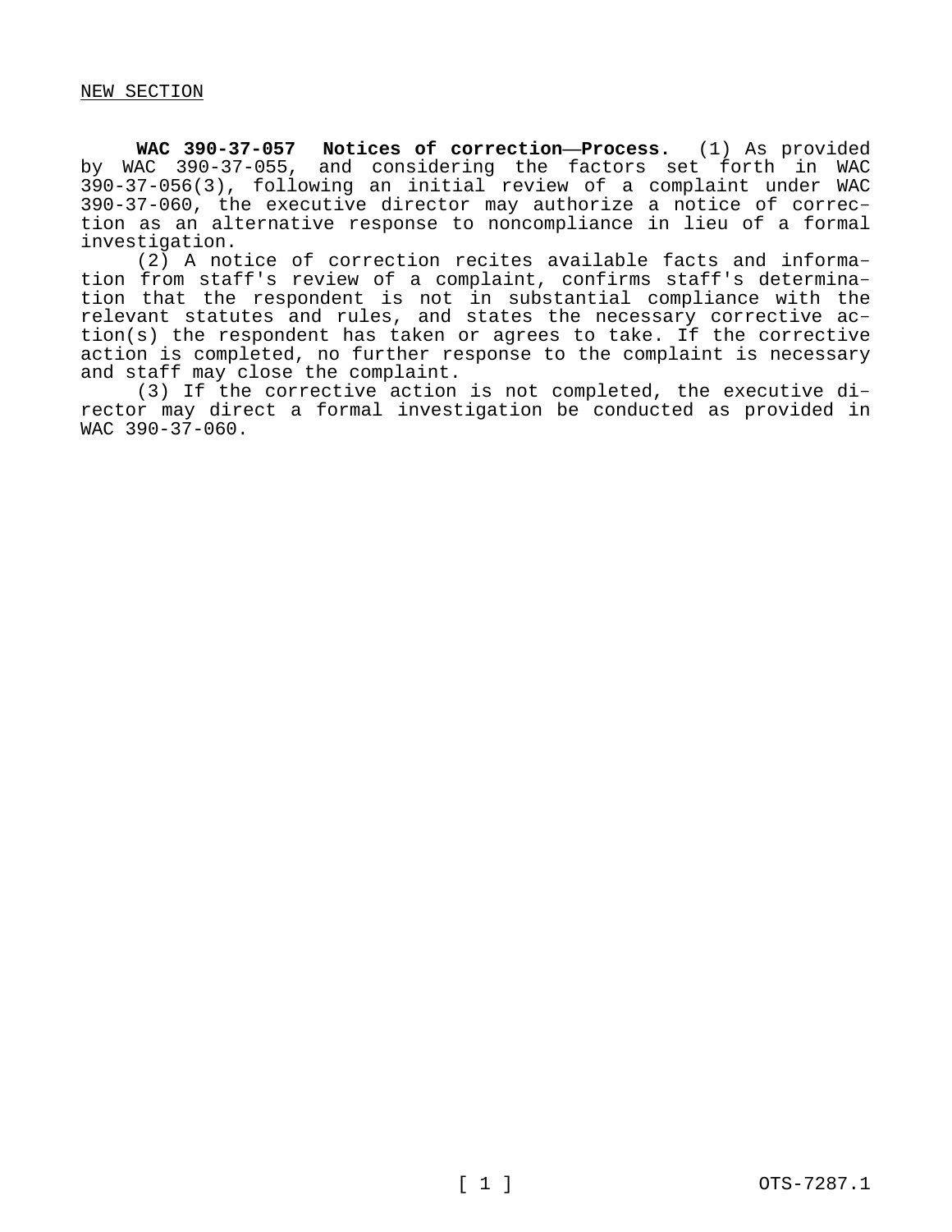NEW SECTION

**WAC 390-37-057 Notices of correction—Process.** (1) As provided by WAC 390-37-055, and considering the factors set forth in WAC 390-37-056(3), following an initial review of a complaint under WAC 390-37-060, the executive director may authorize a notice of correction as an alternative response to noncompliance in lieu of a formal investigation.

(2) A notice of correction recites available facts and information from staff's review of a complaint, confirms staff's determination that the respondent is not in substantial compliance with the relevant statutes and rules, and states the necessary corrective action(s) the respondent has taken or agrees to take. If the corrective action is completed, no further response to the complaint is necessary and staff may close the complaint.

(3) If the corrective action is not completed, the executive director may direct a formal investigation be conducted as provided in WAC 390-37-060.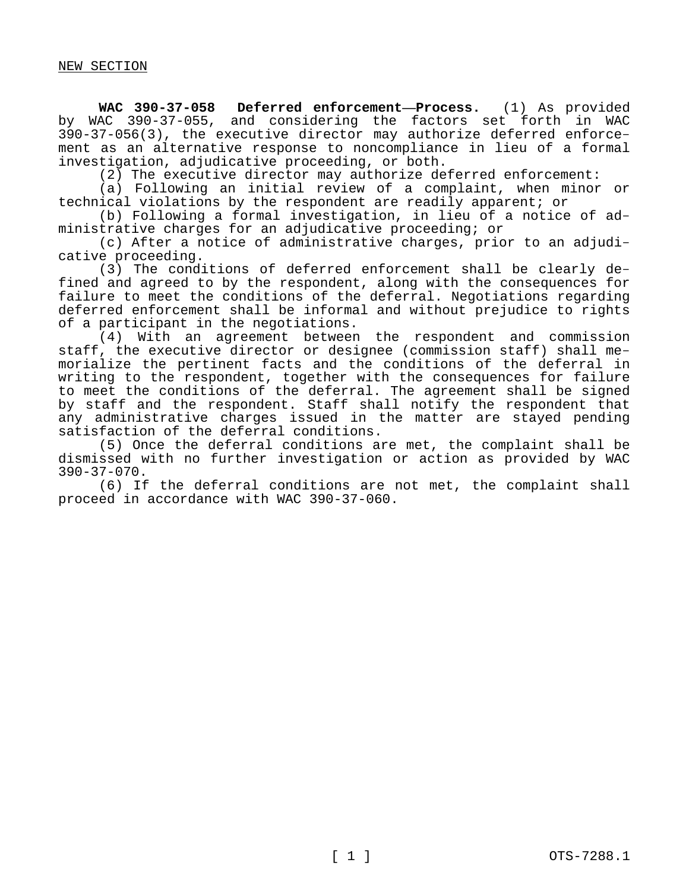NEW SECTION

**WAC 390-37-058 Deferred enforcement—Process.** (1) As provided by WAC 390-37-055, and considering the factors set forth in WAC 390-37-056(3), the executive director may authorize deferred enforcement as an alternative response to noncompliance in lieu of a formal investigation, adjudicative proceeding, or both.

(2) The executive director may authorize deferred enforcement:

(a) Following an initial review of a complaint, when minor or technical violations by the respondent are readily apparent; or

(b) Following a formal investigation, in lieu of a notice of administrative charges for an adjudicative proceeding; or

(c) After a notice of administrative charges, prior to an adjudicative proceeding.

(3) The conditions of deferred enforcement shall be clearly defined and agreed to by the respondent, along with the consequences for failure to meet the conditions of the deferral. Negotiations regarding deferred enforcement shall be informal and without prejudice to rights of a participant in the negotiations.

(4) With an agreement between the respondent and commission staff, the executive director or designee (commission staff) shall memorialize the pertinent facts and the conditions of the deferral in writing to the respondent, together with the consequences for failure to meet the conditions of the deferral. The agreement shall be signed by staff and the respondent. Staff shall notify the respondent that any administrative charges issued in the matter are stayed pending satisfaction of the deferral conditions.

(5) Once the deferral conditions are met, the complaint shall be dismissed with no further investigation or action as provided by WAC 390-37-070.

(6) If the deferral conditions are not met, the complaint shall proceed in accordance with WAC 390-37-060.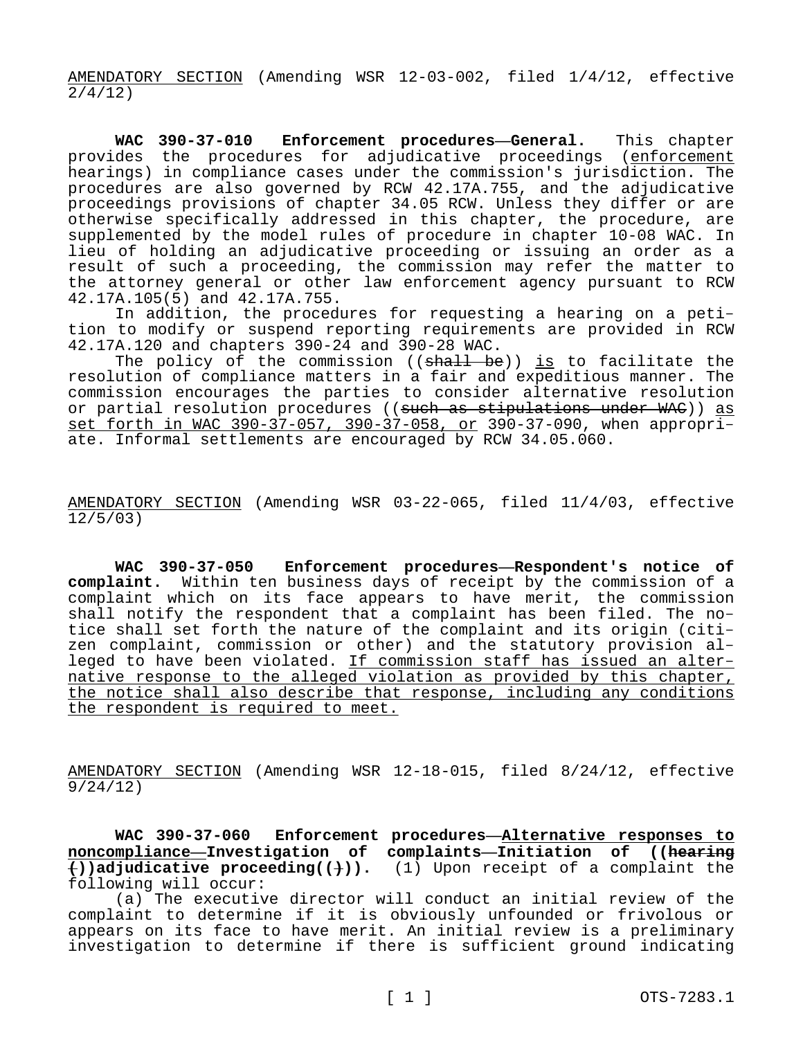AMENDATORY SECTION (Amending WSR 12-03-002, filed 1/4/12, effective 2/4/12)

**WAC 390-37-010 Enforcement procedures—General.** This chapter provides the procedures for adjudicative proceedings (enforcement hearings) in compliance cases under the commission's jurisdiction. The procedures are also governed by RCW 42.17A.755, and the adjudicative proceedings provisions of chapter 34.05 RCW. Unless they differ or are otherwise specifically addressed in this chapter, the procedure, are supplemented by the model rules of procedure in chapter 10-08 WAC. In lieu of holding an adjudicative proceeding or issuing an order as a result of such a proceeding, the commission may refer the matter to the attorney general or other law enforcement agency pursuant to RCW 42.17A.105(5) and 42.17A.755.

In addition, the procedures for requesting a hearing on a petition to modify or suspend reporting requirements are provided in RCW 42.17A.120 and chapters 390-24 and 390-28 WAC.

The policy of the commission ((~~shall be~~)) is to facilitate the resolution of compliance matters in a fair and expeditious manner. The commission encourages the parties to consider alternative resolution or partial resolution procedures ((~~such as stipulations under WAC~~)) as set forth in WAC 390-37-057, 390-37-058, or 390-37-090, when appropriate. Informal settlements are encouraged by RCW 34.05.060.

AMENDATORY SECTION (Amending WSR 03-22-065, filed 11/4/03, effective 12/5/03)

**WAC 390-37-050 Enforcement procedures—Respondent's notice of complaint.** Within ten business days of receipt by the commission of a complaint which on its face appears to have merit, the commission shall notify the respondent that a complaint has been filed. The notice shall set forth the nature of the complaint and its origin (citizen complaint, commission or other) and the statutory provision alleged to have been violated. If commission staff has issued an alternative response to the alleged violation as provided by this chapter, the notice shall also describe that response, including any conditions the respondent is required to meet.

AMENDATORY SECTION (Amending WSR 12-18-015, filed 8/24/12, effective 9/24/12)

**WAC 390-37-060 Enforcement procedures—Alternative responses to noncompliance—Investigation of complaints—Initiation of ((~~hearing (~~))adjudicative proceeding((~~)~~)).** (1) Upon receipt of a complaint the following will occur:

(a) The executive director will conduct an initial review of the complaint to determine if it is obviously unfounded or frivolous or appears on its face to have merit. An initial review is a preliminary investigation to determine if there is sufficient ground indicating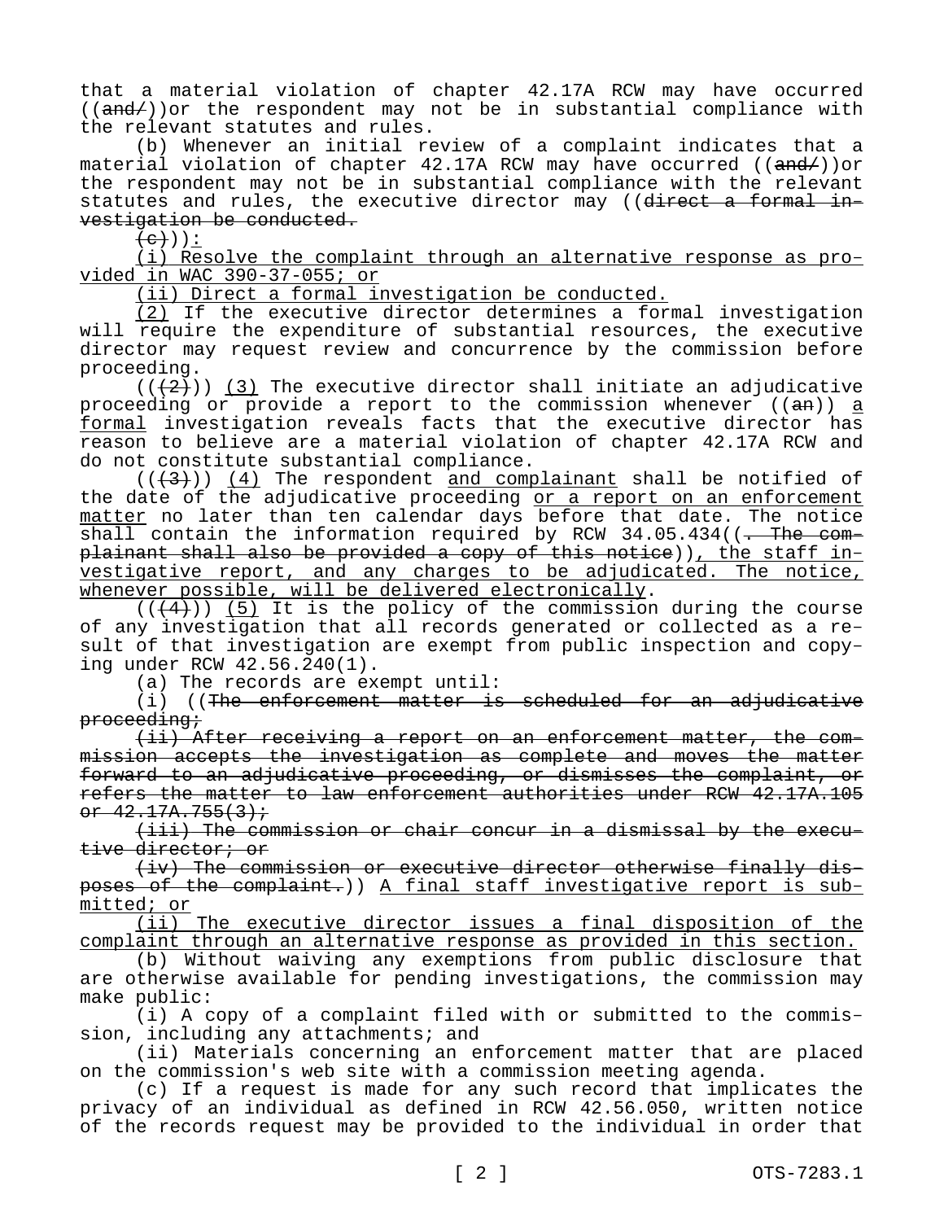that a material violation of chapter 42.17A RCW may have occurred ((~~and/~~))or the respondent may not be in substantial compliance with the relevant statutes and rules.

(b) Whenever an initial review of a complaint indicates that a material violation of chapter 42.17A RCW may have occurred ((~~and/~~))or the respondent may not be in substantial compliance with the relevant statutes and rules, the executive director may ((~~direct a formal investigation be conducted.~~

~~(c)~~)):

(i) Resolve the complaint through an alternative response as provided in WAC 390-37-055; or

(ii) Direct a formal investigation be conducted.

(2) If the executive director determines a formal investigation will require the expenditure of substantial resources, the executive director may request review and concurrence by the commission before proceeding.

((~~(2)~~)) (3) The executive director shall initiate an adjudicative proceeding or provide a report to the commission whenever ((~~an~~)) a formal investigation reveals facts that the executive director has reason to believe are a material violation of chapter 42.17A RCW and do not constitute substantial compliance.

((~~(3)~~)) (4) The respondent and complainant shall be notified of the date of the adjudicative proceeding or a report on an enforcement matter no later than ten calendar days before that date. The notice shall contain the information required by RCW 34.05.434((~~. The complainant shall also be provided a copy of this notice~~)), the staff investigative report, and any charges to be adjudicated. The notice, whenever possible, will be delivered electronically.

((~~(4)~~)) (5) It is the policy of the commission during the course of any investigation that all records generated or collected as a result of that investigation are exempt from public inspection and copying under RCW 42.56.240(1).

(a) The records are exempt until:

(i) ((~~The enforcement matter is scheduled for an adjudicative proceeding;~~

~~(ii) After receiving a report on an enforcement matter, the commission accepts the investigation as complete and moves the matter forward to an adjudicative proceeding, or dismisses the complaint, or refers the matter to law enforcement authorities under RCW 42.17A.105 or 42.17A.755(3);~~

~~(iii) The commission or chair concur in a dismissal by the executive director; or~~

~~(iv) The commission or executive director otherwise finally disposes of the complaint.~~)) A final staff investigative report is submitted; or

(ii) The executive director issues a final disposition of the complaint through an alternative response as provided in this section.

(b) Without waiving any exemptions from public disclosure that are otherwise available for pending investigations, the commission may make public:

(i) A copy of a complaint filed with or submitted to the commission, including any attachments; and

(ii) Materials concerning an enforcement matter that are placed on the commission's web site with a commission meeting agenda.

(c) If a request is made for any such record that implicates the privacy of an individual as defined in RCW 42.56.050, written notice of the records request may be provided to the individual in order that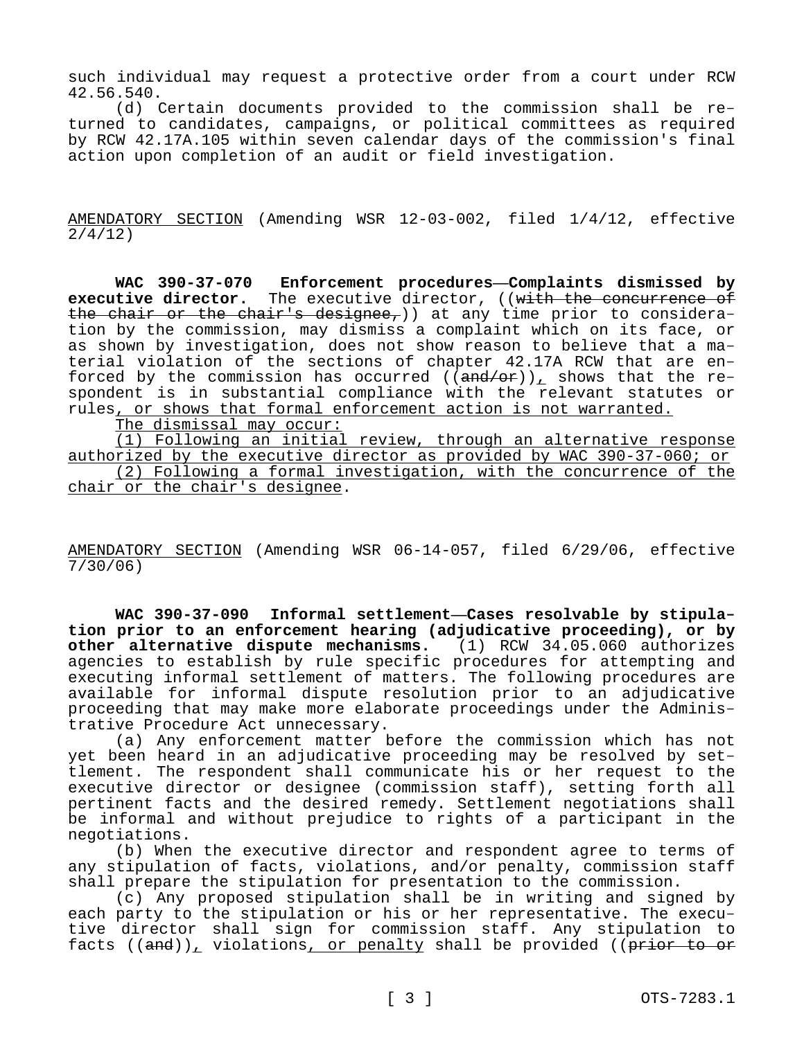such individual may request a protective order from a court under RCW 42.56.540.

(d) Certain documents provided to the commission shall be returned to candidates, campaigns, or political committees as required by RCW 42.17A.105 within seven calendar days of the commission's final action upon completion of an audit or field investigation.

AMENDATORY SECTION (Amending WSR 12-03-002, filed 1/4/12, effective 2/4/12)

**WAC 390-37-070 Enforcement procedures—Complaints dismissed by executive director.** The executive director, ((~~with the concurrence of the chair or the chair's designee,~~)) at any time prior to consideration by the commission, may dismiss a complaint which on its face, or as shown by investigation, does not show reason to believe that a material violation of the sections of chapter 42.17A RCW that are enforced by the commission has occurred ((~~and/or~~)), shows that the respondent is in substantial compliance with the relevant statutes or rules, or shows that formal enforcement action is not warranted.

The dismissal may occur:

(1) Following an initial review, through an alternative response authorized by the executive director as provided by WAC 390-37-060; or

(2) Following a formal investigation, with the concurrence of the chair or the chair's designee.

AMENDATORY SECTION (Amending WSR 06-14-057, filed 6/29/06, effective 7/30/06)

**WAC 390-37-090 Informal settlement—Cases resolvable by stipulation prior to an enforcement hearing (adjudicative proceeding), or by other alternative dispute mechanisms.** (1) RCW 34.05.060 authorizes agencies to establish by rule specific procedures for attempting and executing informal settlement of matters. The following procedures are available for informal dispute resolution prior to an adjudicative proceeding that may make more elaborate proceedings under the Administrative Procedure Act unnecessary.

(a) Any enforcement matter before the commission which has not yet been heard in an adjudicative proceeding may be resolved by settlement. The respondent shall communicate his or her request to the executive director or designee (commission staff), setting forth all pertinent facts and the desired remedy. Settlement negotiations shall be informal and without prejudice to rights of a participant in the negotiations.

(b) When the executive director and respondent agree to terms of any stipulation of facts, violations, and/or penalty, commission staff shall prepare the stipulation for presentation to the commission.

(c) Any proposed stipulation shall be in writing and signed by each party to the stipulation or his or her representative. The executive director shall sign for commission staff. Any stipulation to facts ((~~and~~)), violations, or penalty shall be provided ((~~prior to or~~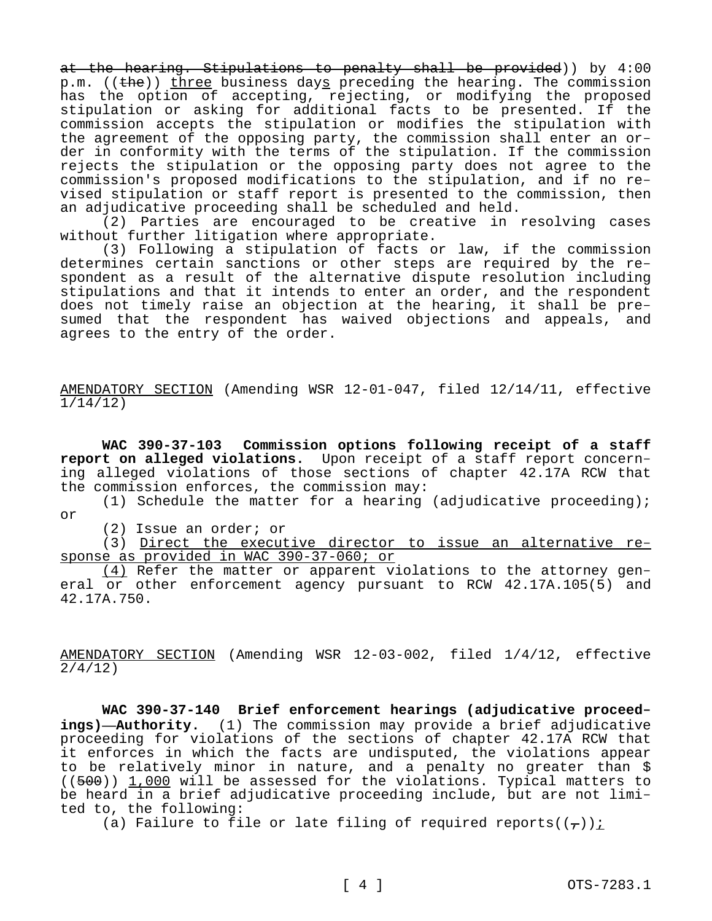~~at the hearing. Stipulations to penalty shall be provided~~)) by 4:00 p.m. ((~~the~~)) <u>three</u> business day<u>s</u> preceding the hearing. The commission has the option of accepting, rejecting, or modifying the proposed stipulation or asking for additional facts to be presented. If the commission accepts the stipulation or modifies the stipulation with the agreement of the opposing party, the commission shall enter an order in conformity with the terms of the stipulation. If the commission rejects the stipulation or the opposing party does not agree to the commission's proposed modifications to the stipulation, and if no revised stipulation or staff report is presented to the commission, then an adjudicative proceeding shall be scheduled and held.

(2) Parties are encouraged to be creative in resolving cases without further litigation where appropriate.

(3) Following a stipulation of facts or law, if the commission determines certain sanctions or other steps are required by the respondent as a result of the alternative dispute resolution including stipulations and that it intends to enter an order, and the respondent does not timely raise an objection at the hearing, it shall be presumed that the respondent has waived objections and appeals, and agrees to the entry of the order.

<u>AMENDATORY SECTION</u> (Amending WSR 12-01-047, filed 12/14/11, effective 1/14/12)

**WAC 390-37-103 Commission options following receipt of a staff report on alleged violations.** Upon receipt of a staff report concerning alleged violations of those sections of chapter 42.17A RCW that the commission enforces, the commission may:

(1) Schedule the matter for a hearing (adjudicative proceeding); or

(2) Issue an order; or

(3) <u>Direct the executive director to issue an alternative response as provided in WAC 390-37-060; or</u>

<u>(4)</u> Refer the matter or apparent violations to the attorney general or other enforcement agency pursuant to RCW 42.17A.105(5) and 42.17A.750.

<u>AMENDATORY SECTION</u> (Amending WSR 12-03-002, filed 1/4/12, effective 2/4/12)

**WAC 390-37-140 Brief enforcement hearings (adjudicative proceedings)—Authority.** (1) The commission may provide a brief adjudicative proceeding for violations of the sections of chapter 42.17A RCW that it enforces in which the facts are undisputed, the violations appear to be relatively minor in nature, and a penalty no greater than $ ((~~500~~)) <u>1,000</u> will be assessed for the violations. Typical matters to be heard in a brief adjudicative proceeding include, but are not limited to, the following:

(a) Failure to file or late filing of required reports((~~,~~))<u>;</u>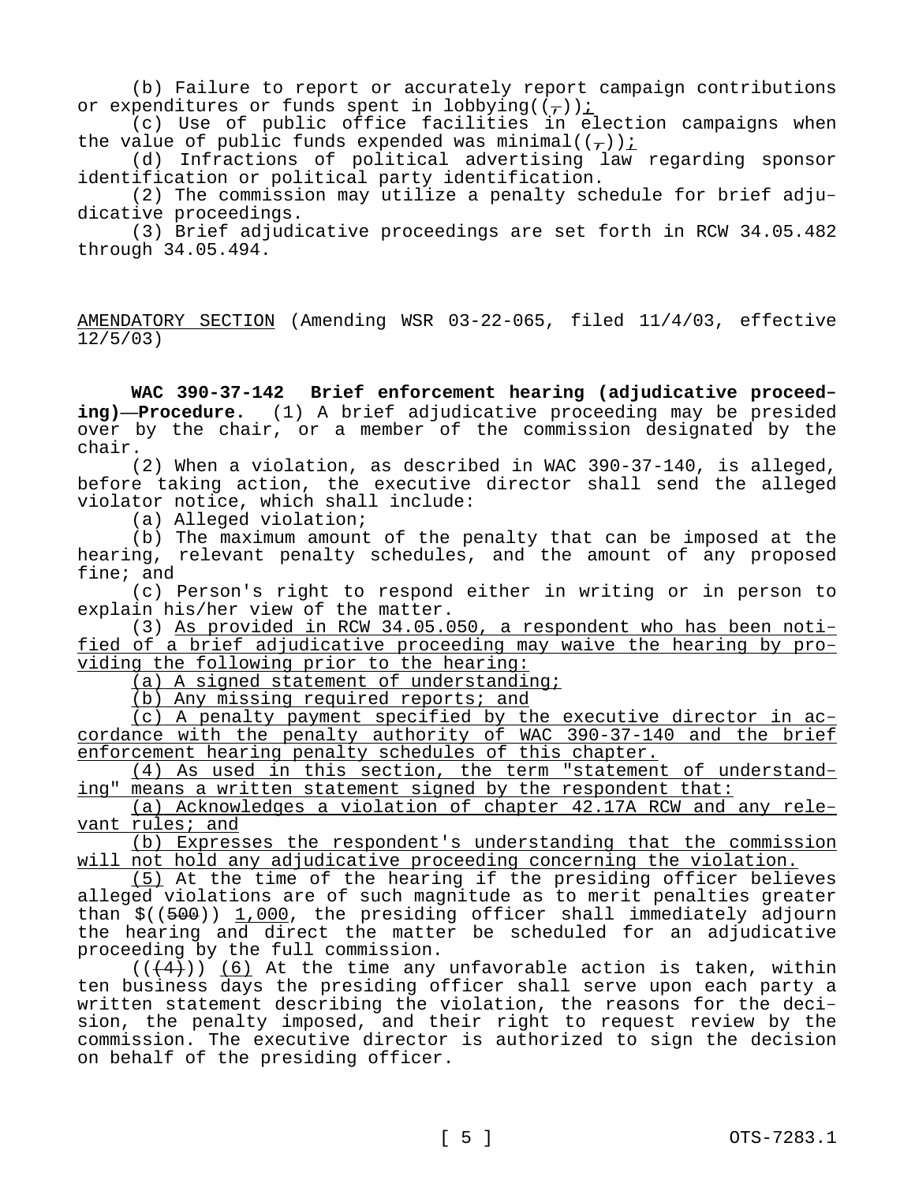(b) Failure to report or accurately report campaign contributions or expenditures or funds spent in lobbying((,));

(c) Use of public office facilities in election campaigns when the value of public funds expended was minimal((,));

(d) Infractions of political advertising law regarding sponsor identification or political party identification.

(2) The commission may utilize a penalty schedule for brief adjudicative proceedings.

(3) Brief adjudicative proceedings are set forth in RCW 34.05.482 through 34.05.494.

AMENDATORY SECTION (Amending WSR 03-22-065, filed 11/4/03, effective 12/5/03)

**WAC 390-37-142 Brief enforcement hearing (adjudicative proceeding)—Procedure.** (1) A brief adjudicative proceeding may be presided over by the chair, or a member of the commission designated by the chair.

(2) When a violation, as described in WAC 390-37-140, is alleged, before taking action, the executive director shall send the alleged violator notice, which shall include:

(a) Alleged violation;

(b) The maximum amount of the penalty that can be imposed at the hearing, relevant penalty schedules, and the amount of any proposed fine; and

(c) Person's right to respond either in writing or in person to explain his/her view of the matter.

(3) As provided in RCW 34.05.050, a respondent who has been notified of a brief adjudicative proceeding may waive the hearing by providing the following prior to the hearing:

(a) A signed statement of understanding;

(b) Any missing required reports; and

(c) A penalty payment specified by the executive director in accordance with the penalty authority of WAC 390-37-140 and the brief enforcement hearing penalty schedules of this chapter.

(4) As used in this section, the term "statement of understanding" means a written statement signed by the respondent that:

(a) Acknowledges a violation of chapter 42.17A RCW and any relevant rules; and

(b) Expresses the respondent's understanding that the commission will not hold any adjudicative proceeding concerning the violation.

(5) At the time of the hearing if the presiding officer believes alleged violations are of such magnitude as to merit penalties greater than $((500)) 1,000, the presiding officer shall immediately adjourn the hearing and direct the matter be scheduled for an adjudicative proceeding by the full commission.

(((4))) (6) At the time any unfavorable action is taken, within ten business days the presiding officer shall serve upon each party a written statement describing the violation, the reasons for the decision, the penalty imposed, and their right to request review by the commission. The executive director is authorized to sign the decision on behalf of the presiding officer.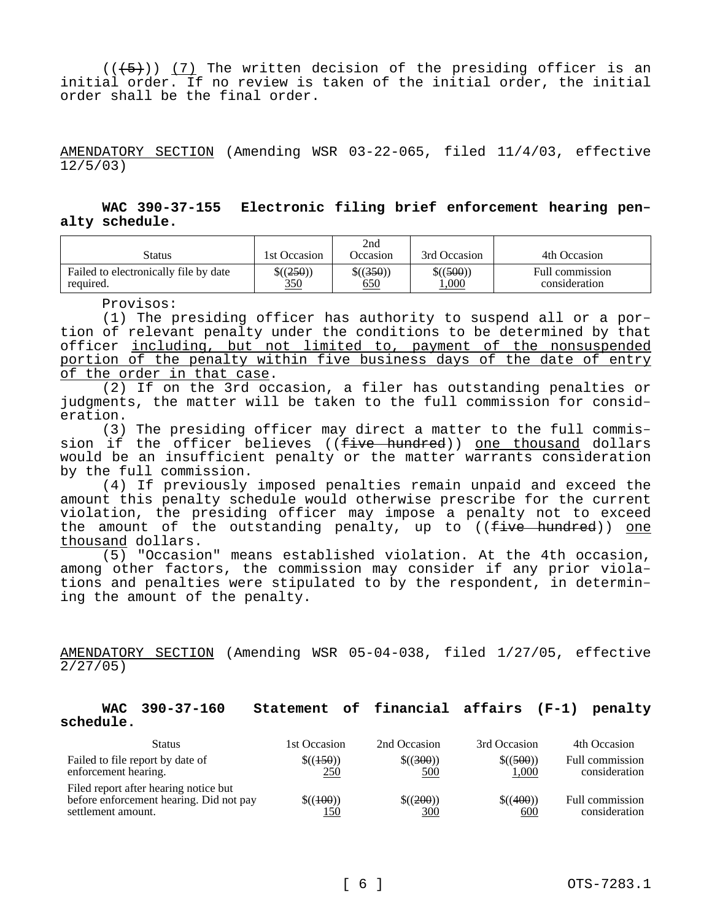(((5))) (7) The written decision of the presiding officer is an initial order. If no review is taken of the initial order, the initial order shall be the final order.

AMENDATORY SECTION (Amending WSR 03-22-065, filed 11/4/03, effective 12/5/03)

**WAC 390-37-155 Electronic filing brief enforcement hearing penalty schedule.**

| Status | 1st Occasion | 2nd Occasion | 3rd Occasion | 4th Occasion |
|---|---|---|---|---|
| Failed to electronically file by date required. | $((250)) 350 | $((350)) 650 | $((500)) 1,000 | Full commission consideration |

Provisos:

(1) The presiding officer has authority to suspend all or a portion of relevant penalty under the conditions to be determined by that officer including, but not limited to, payment of the nonsuspended portion of the penalty within five business days of the date of entry of the order in that case.

(2) If on the 3rd occasion, a filer has outstanding penalties or judgments, the matter will be taken to the full commission for consideration.

(3) The presiding officer may direct a matter to the full commission if the officer believes ((five hundred)) one thousand dollars would be an insufficient penalty or the matter warrants consideration by the full commission.

(4) If previously imposed penalties remain unpaid and exceed the amount this penalty schedule would otherwise prescribe for the current violation, the presiding officer may impose a penalty not to exceed the amount of the outstanding penalty, up to ((five hundred)) one thousand dollars.

(5) "Occasion" means established violation. At the 4th occasion, among other factors, the commission may consider if any prior violations and penalties were stipulated to by the respondent, in determining the amount of the penalty.

AMENDATORY SECTION (Amending WSR 05-04-038, filed 1/27/05, effective 2/27/05)

**WAC 390-37-160 Statement of financial affairs (F-1) penalty schedule.**

| Status | 1st Occasion | 2nd Occasion | 3rd Occasion | 4th Occasion |
|---|---|---|---|---|
| Failed to file report by date of enforcement hearing. | $((150)) 250 | $((300)) 500 | $((500)) 1,000 | Full commission consideration |
| Filed report after hearing notice but before enforcement hearing. Did not pay settlement amount. | $((100)) 150 | $((200)) 300 | $((400)) 600 | Full commission consideration |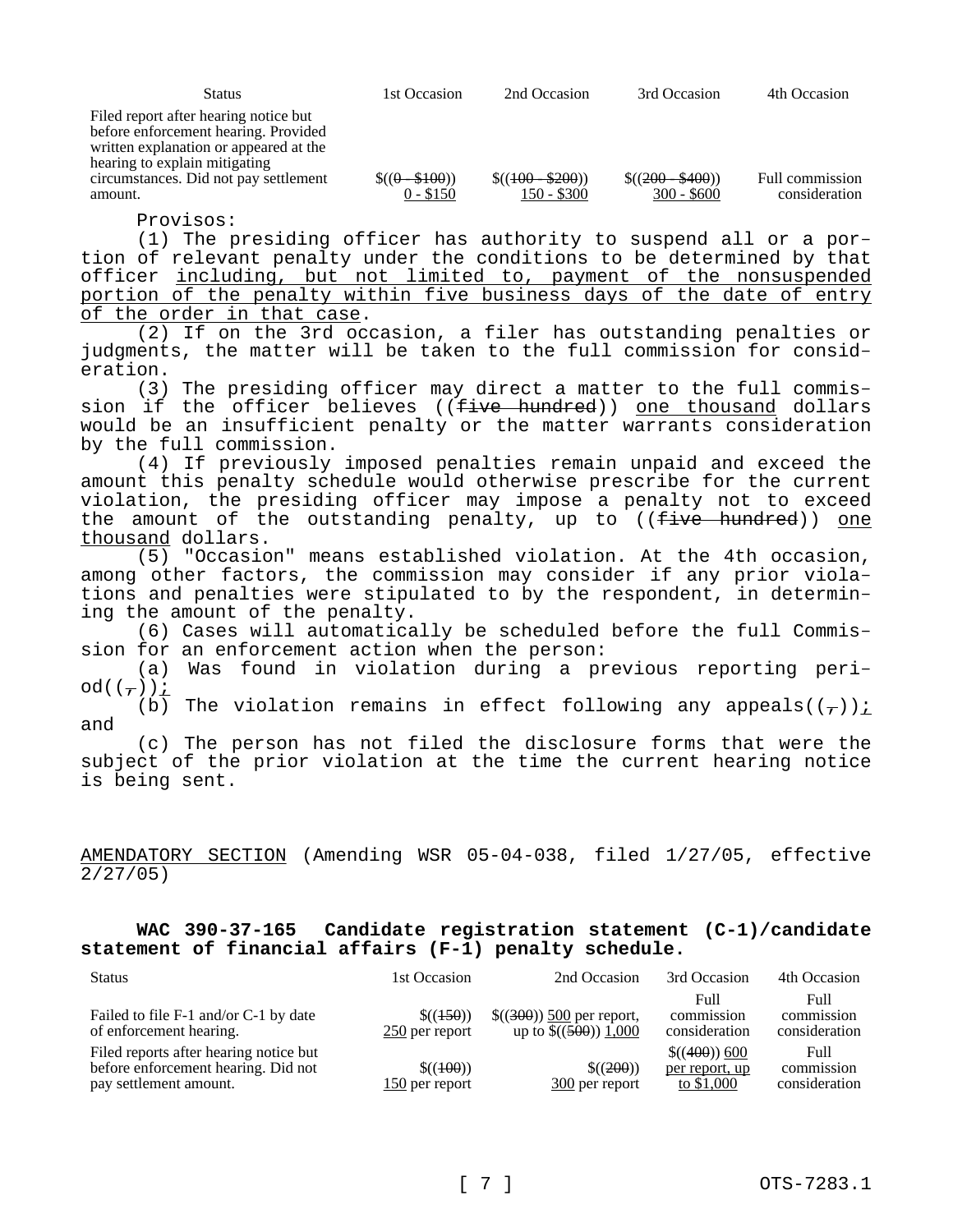| Status | 1st Occasion | 2nd Occasion | 3rd Occasion | 4th Occasion |
|---|---|---|---|---|
| Filed report after hearing notice but before enforcement hearing. Provided written explanation or appeared at the hearing to explain mitigating circumstances. Did not pay settlement amount. | $((0 - $100)) 0 - $150 | $((100 - $200)) 150 - $300 | $((200 - $400)) 300 - $600 | Full commission consideration |

Provisos:

(1) The presiding officer has authority to suspend all or a portion of relevant penalty under the conditions to be determined by that officer including, but not limited to, payment of the nonsuspended portion of the penalty within five business days of the date of entry of the order in that case.

(2) If on the 3rd occasion, a filer has outstanding penalties or judgments, the matter will be taken to the full commission for consideration.

(3) The presiding officer may direct a matter to the full commission if the officer believes ((five hundred)) one thousand dollars would be an insufficient penalty or the matter warrants consideration by the full commission.

(4) If previously imposed penalties remain unpaid and exceed the amount this penalty schedule would otherwise prescribe for the current violation, the presiding officer may impose a penalty not to exceed the amount of the outstanding penalty, up to ((five hundred)) one thousand dollars.

(5) "Occasion" means established violation. At the 4th occasion, among other factors, the commission may consider if any prior violations and penalties were stipulated to by the respondent, in determining the amount of the penalty.

(6) Cases will automatically be scheduled before the full Commission for an enforcement action when the person:

(a) Was found in violation during a previous reporting period((,));

(b) The violation remains in effect following any appeals((,)); and

(c) The person has not filed the disclosure forms that were the subject of the prior violation at the time the current hearing notice is being sent.

AMENDATORY SECTION (Amending WSR 05-04-038, filed 1/27/05, effective 2/27/05)

**WAC 390-37-165 Candidate registration statement (C-1)/candidate statement of financial affairs (F-1) penalty schedule.**

| Status | 1st Occasion | 2nd Occasion | 3rd Occasion | 4th Occasion |
|---|---|---|---|---|
| Failed to file F-1 and/or C-1 by date of enforcement hearing. | $((150)) 250 per report | $((300)) 500 per report, up to $((500)) 1,000 | Full commission consideration | Full commission consideration |
| Filed reports after hearing notice but before enforcement hearing. Did not pay settlement amount. | $((100)) 150 per report | $((200)) 300 per report | $((400)) 600 per report, up to $1,000 | Full commission consideration |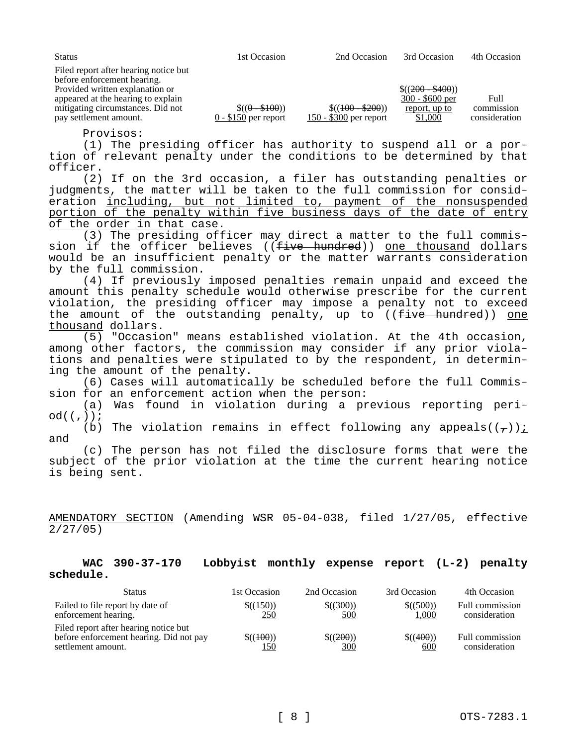| Status | 1st Occasion | 2nd Occasion | 3rd Occasion | 4th Occasion |
|---|---|---|---|---|
| Filed report after hearing notice but before enforcement hearing. Provided written explanation or appeared at the hearing to explain mitigating circumstances. Did not pay settlement amount. | $((0 - $100)) 0 - $150 per report | $((100 - $200)) 150 - $300 per report | $((200 - $400)) 300 - $600 per report, up to $1,000 | Full commission consideration |

Provisos:

(1) The presiding officer has authority to suspend all or a portion of relevant penalty under the conditions to be determined by that officer.

(2) If on the 3rd occasion, a filer has outstanding penalties or judgments, the matter will be taken to the full commission for consideration including, but not limited to, payment of the nonsuspended portion of the penalty within five business days of the date of entry of the order in that case.

(3) The presiding officer may direct a matter to the full commission if the officer believes ((five hundred)) one thousand dollars would be an insufficient penalty or the matter warrants consideration by the full commission.

(4) If previously imposed penalties remain unpaid and exceed the amount this penalty schedule would otherwise prescribe for the current violation, the presiding officer may impose a penalty not to exceed the amount of the outstanding penalty, up to ((five hundred)) one thousand dollars.

(5) "Occasion" means established violation. At the 4th occasion, among other factors, the commission may consider if any prior violations and penalties were stipulated to by the respondent, in determining the amount of the penalty.

(6) Cases will automatically be scheduled before the full Commission for an enforcement action when the person:

(a) Was found in violation during a previous reporting period((,));

(b) The violation remains in effect following any appeals((,)); and

(c) The person has not filed the disclosure forms that were the subject of the prior violation at the time the current hearing notice is being sent.

AMENDATORY SECTION (Amending WSR 05-04-038, filed 1/27/05, effective 2/27/05)

**WAC 390-37-170 Lobbyist monthly expense report (L-2) penalty schedule.**

| Status | 1st Occasion | 2nd Occasion | 3rd Occasion | 4th Occasion |
|---|---|---|---|---|
| Failed to file report by date of enforcement hearing. | $((150)) 250 | $((300)) 500 | $((500)) 1,000 | Full commission consideration |
| Filed report after hearing notice but before enforcement hearing. Did not pay settlement amount. | $((100)) 150 | $((200)) 300 | $((400)) 600 | Full commission consideration |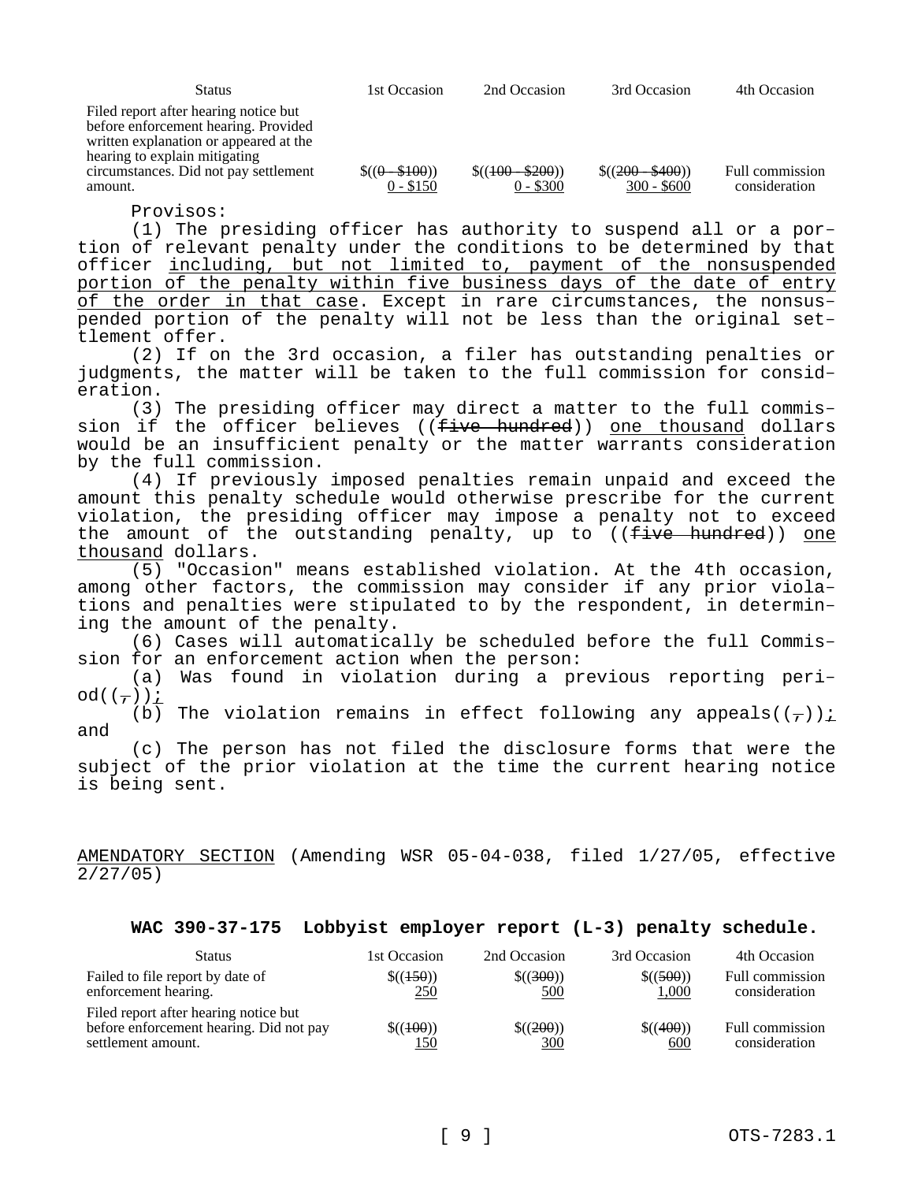| Status | 1st Occasion | 2nd Occasion | 3rd Occasion | 4th Occasion |
|---|---|---|---|---|
| Filed report after hearing notice but before enforcement hearing. Provided written explanation or appeared at the hearing to explain mitigating circumstances. Did not pay settlement amount. | $((0 - $100)) 0 - $150 | $((100 - $200)) 0 - $300 | $((200 - $400)) 300 - $600 | Full commission consideration |

Provisos:

(1) The presiding officer has authority to suspend all or a portion of relevant penalty under the conditions to be determined by that officer including, but not limited to, payment of the nonsuspended portion of the penalty within five business days of the date of entry of the order in that case. Except in rare circumstances, the nonsuspended portion of the penalty will not be less than the original settlement offer.

(2) If on the 3rd occasion, a filer has outstanding penalties or judgments, the matter will be taken to the full commission for consideration.

(3) The presiding officer may direct a matter to the full commission if the officer believes ((five hundred)) one thousand dollars would be an insufficient penalty or the matter warrants consideration by the full commission.

(4) If previously imposed penalties remain unpaid and exceed the amount this penalty schedule would otherwise prescribe for the current violation, the presiding officer may impose a penalty not to exceed the amount of the outstanding penalty, up to ((five hundred)) one thousand dollars.

(5) "Occasion" means established violation. At the 4th occasion, among other factors, the commission may consider if any prior violations and penalties were stipulated to by the respondent, in determining the amount of the penalty.

(6) Cases will automatically be scheduled before the full Commission for an enforcement action when the person:

(a) Was found in violation during a previous reporting period((,));

(b) The violation remains in effect following any appeals((,)); and

(c) The person has not filed the disclosure forms that were the subject of the prior violation at the time the current hearing notice is being sent.

AMENDATORY SECTION (Amending WSR 05-04-038, filed 1/27/05, effective 2/27/05)

**WAC 390-37-175 Lobbyist employer report (L-3) penalty schedule.**

| Status | 1st Occasion | 2nd Occasion | 3rd Occasion | 4th Occasion |
|---|---|---|---|---|
| Failed to file report by date of enforcement hearing. | $((150)) 250 | $((300)) 500 | $((500)) 1,000 | Full commission consideration |
| Filed report after hearing notice but before enforcement hearing. Did not pay settlement amount. | $((100)) 150 | $((200)) 300 | $((400)) 600 | Full commission consideration |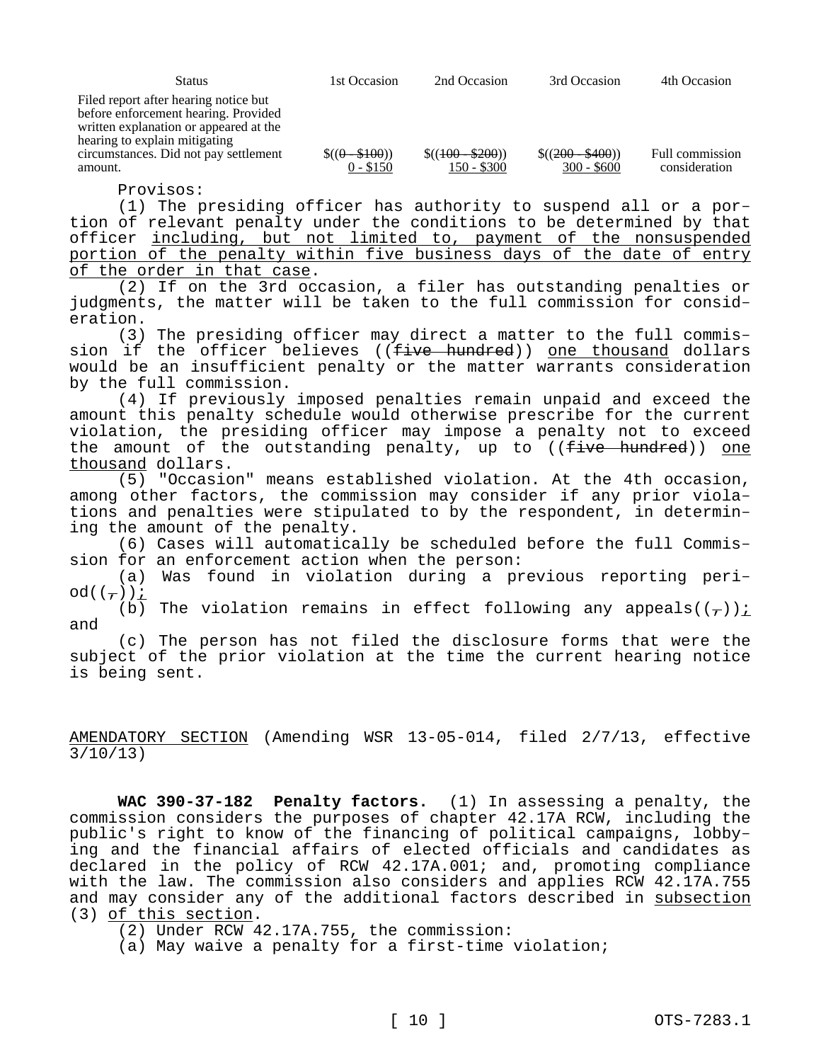| Status | 1st Occasion | 2nd Occasion | 3rd Occasion | 4th Occasion |
|---|---|---|---|---|
| Filed report after hearing notice but before enforcement hearing. Provided written explanation or appeared at the hearing to explain mitigating circumstances. Did not pay settlement amount. | $((~~0 - $100~~)) 0 - $150 | $((~~100 - $200~~)) 150 - $300 | $((~~200 - $400~~)) 300 - $600 | Full commission consideration |

Provisos:

(1) The presiding officer has authority to suspend all or a portion of relevant penalty under the conditions to be determined by that officer including, but not limited to, payment of the nonsuspended portion of the penalty within five business days of the date of entry of the order in that case.

(2) If on the 3rd occasion, a filer has outstanding penalties or judgments, the matter will be taken to the full commission for consideration.

(3) The presiding officer may direct a matter to the full commission if the officer believes ((~~five hundred~~)) one thousand dollars would be an insufficient penalty or the matter warrants consideration by the full commission.

(4) If previously imposed penalties remain unpaid and exceed the amount this penalty schedule would otherwise prescribe for the current violation, the presiding officer may impose a penalty not to exceed the amount of the outstanding penalty, up to ((~~five hundred~~)) one thousand dollars.

(5) "Occasion" means established violation. At the 4th occasion, among other factors, the commission may consider if any prior violations and penalties were stipulated to by the respondent, in determining the amount of the penalty.

(6) Cases will automatically be scheduled before the full Commission for an enforcement action when the person:

(a) Was found in violation during a previous reporting period((~~,~~));

(b) The violation remains in effect following any appeals((~~,~~)); and

(c) The person has not filed the disclosure forms that were the subject of the prior violation at the time the current hearing notice is being sent.

AMENDATORY SECTION (Amending WSR 13-05-014, filed 2/7/13, effective 3/10/13)

**WAC 390-37-182 Penalty factors.** (1) In assessing a penalty, the commission considers the purposes of chapter 42.17A RCW, including the public's right to know of the financing of political campaigns, lobbying and the financial affairs of elected officials and candidates as declared in the policy of RCW 42.17A.001; and, promoting compliance with the law. The commission also considers and applies RCW 42.17A.755 and may consider any of the additional factors described in subsection (3) of this section.

(2) Under RCW 42.17A.755, the commission:

(a) May waive a penalty for a first-time violation;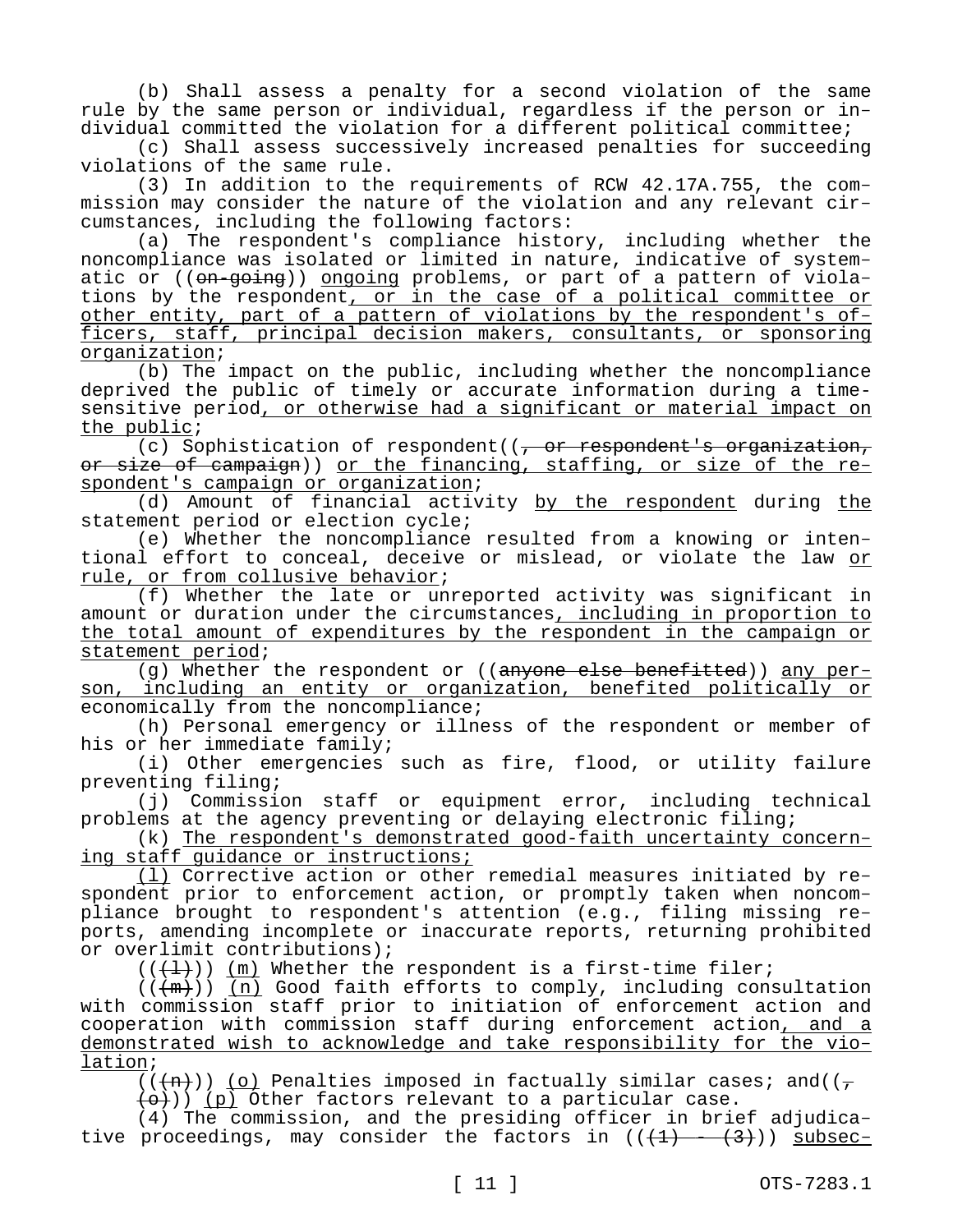(b) Shall assess a penalty for a second violation of the same rule by the same person or individual, regardless if the person or individual committed the violation for a different political committee;

(c) Shall assess successively increased penalties for succeeding violations of the same rule.

(3) In addition to the requirements of RCW 42.17A.755, the commission may consider the nature of the violation and any relevant circumstances, including the following factors:

(a) The respondent's compliance history, including whether the noncompliance was isolated or limited in nature, indicative of systematic or ((~~on-going~~)) <u>ongoing</u> problems, or part of a pattern of violations by the respondent<u>, or in the case of a political committee or other entity, part of a pattern of violations by the respondent's officers, staff, principal decision makers, consultants, or sponsoring organization</u>;

(b) The impact on the public, including whether the noncompliance deprived the public of timely or accurate information during a time-sensitive period<u>, or otherwise had a significant or material impact on the public</u>;

(c) Sophistication of respondent((~~, or respondent's organization, or size of campaign~~)) <u>or the financing, staffing, or size of the respondent's campaign or organization</u>;

(d) Amount of financial activity <u>by the respondent</u> during <u>the</u> statement period or election cycle;

(e) Whether the noncompliance resulted from a knowing or intentional effort to conceal, deceive or mislead, or violate the law <u>or rule, or from collusive behavior</u>;

(f) Whether the late or unreported activity was significant in amount or duration under the circumstances<u>, including in proportion to the total amount of expenditures by the respondent in the campaign or statement period</u>;

(g) Whether the respondent or ((~~anyone else benefitted~~)) <u>any person, including an entity or organization, benefited politically or</u> economically from the noncompliance;

(h) Personal emergency or illness of the respondent or member of his or her immediate family;

(i) Other emergencies such as fire, flood, or utility failure preventing filing;

(j) Commission staff or equipment error, including technical problems at the agency preventing or delaying electronic filing;

(k) <u>The respondent's demonstrated good-faith uncertainty concerning staff guidance or instructions;</u>

<u>(l)</u> Corrective action or other remedial measures initiated by respondent prior to enforcement action, or promptly taken when noncompliance brought to respondent's attention (e.g., filing missing reports, amending incomplete or inaccurate reports, returning prohibited or overlimit contributions);

((~~(l)~~)) <u>(m)</u> Whether the respondent is a first-time filer;

((~~(m)~~)) <u>(n)</u> Good faith efforts to comply, including consultation with commission staff prior to initiation of enforcement action and cooperation with commission staff during enforcement action<u>, and a demonstrated wish to acknowledge and take responsibility for the violation</u>;

((~~(n)~~)) <u>(o)</u> Penalties imposed in factually similar cases; and((~~,~~ ~~(o)~~)) <u>(p)</u> Other factors relevant to a particular case.

(4) The commission, and the presiding officer in brief adjudicative proceedings, may consider the factors in ((~~(1) - (3)~~)) <u>subsec-</u>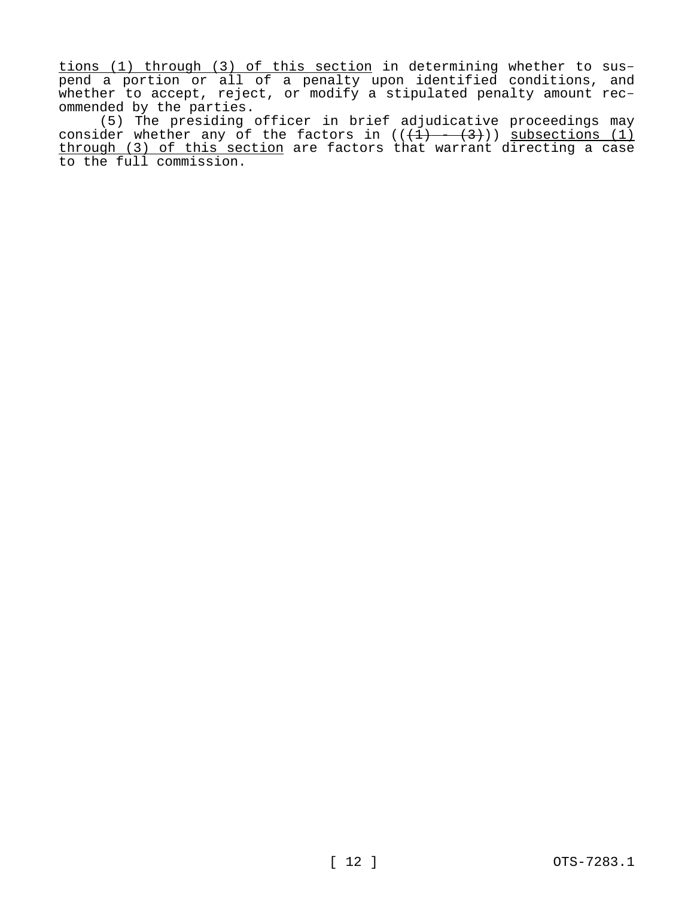tions (1) through (3) of this section in determining whether to suspend a portion or all of a penalty upon identified conditions, and whether to accept, reject, or modify a stipulated penalty amount recommended by the parties.

(5) The presiding officer in brief adjudicative proceedings may consider whether any of the factors in (((1) - (3))) subsections (1) through (3) of this section are factors that warrant directing a case to the full commission.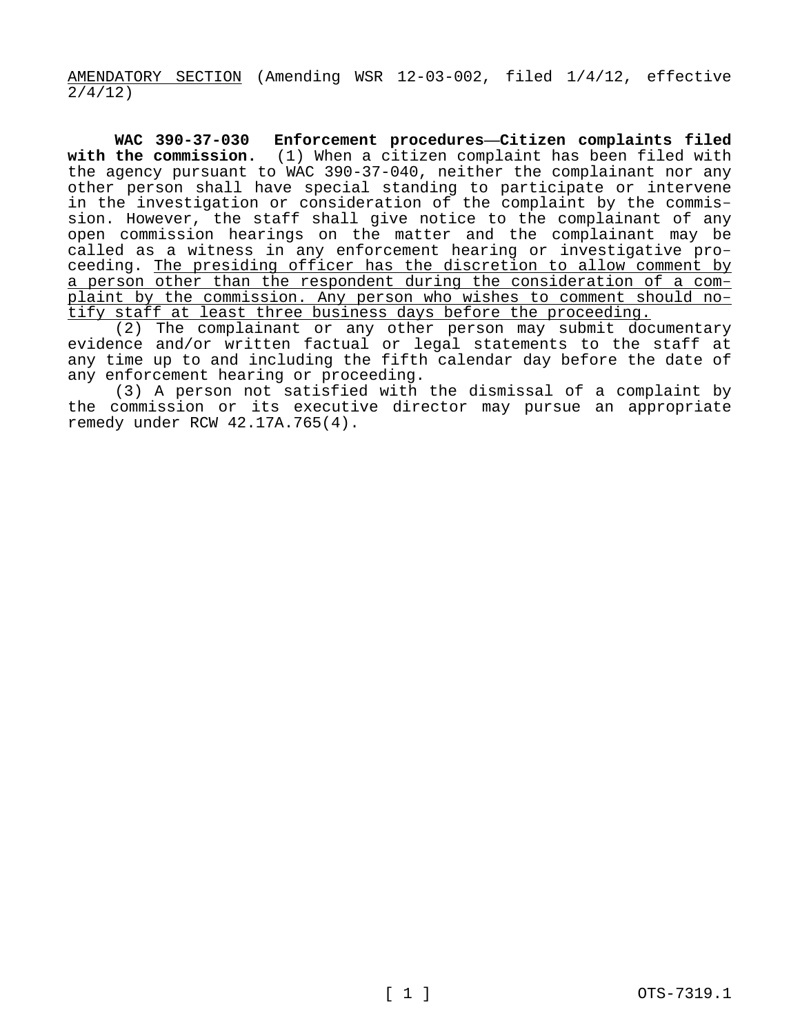AMENDATORY SECTION (Amending WSR 12-03-002, filed 1/4/12, effective 2/4/12)

**WAC 390-37-030 Enforcement procedures—Citizen complaints filed with the commission.** (1) When a citizen complaint has been filed with the agency pursuant to WAC 390-37-040, neither the complainant nor any other person shall have special standing to participate or intervene in the investigation or consideration of the complaint by the commission. However, the staff shall give notice to the complainant of any open commission hearings on the matter and the complainant may be called as a witness in any enforcement hearing or investigative proceeding. <u>The presiding officer has the discretion to allow comment by a person other than the respondent during the consideration of a complaint by the commission. Any person who wishes to comment should notify staff at least three business days before the proceeding.</u>

(2) The complainant or any other person may submit documentary evidence and/or written factual or legal statements to the staff at any time up to and including the fifth calendar day before the date of any enforcement hearing or proceeding.

(3) A person not satisfied with the dismissal of a complaint by the commission or its executive director may pursue an appropriate remedy under RCW 42.17A.765(4).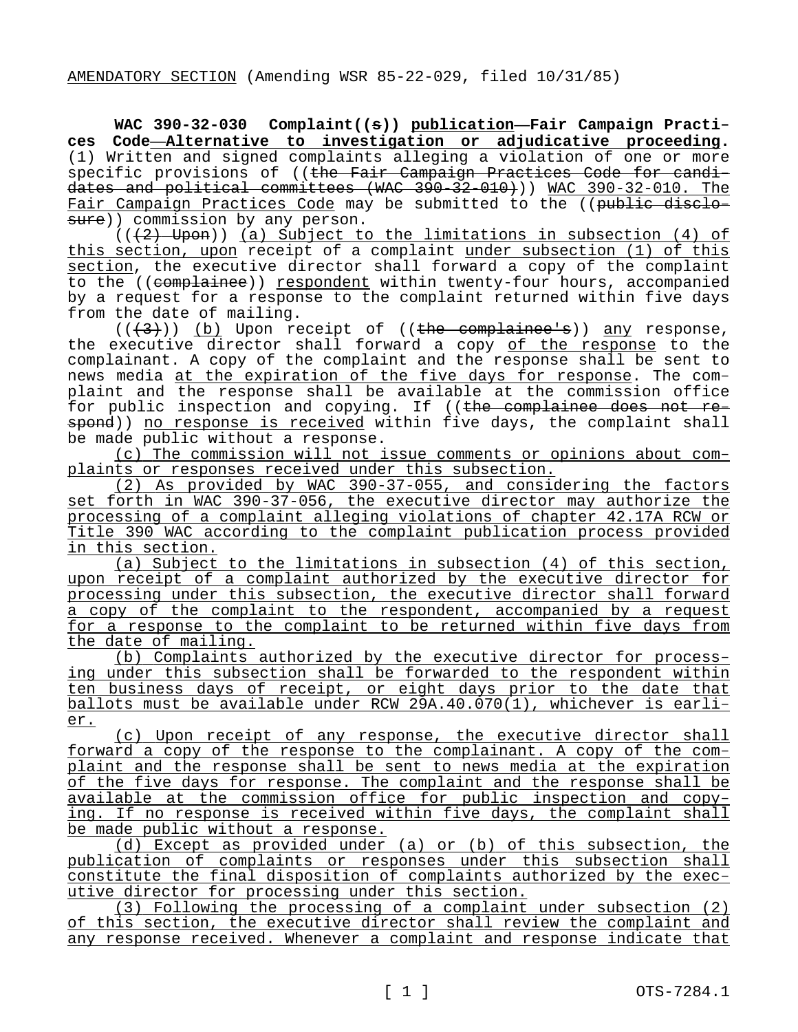AMENDATORY SECTION (Amending WSR 85-22-029, filed 10/31/85)

**WAC 390-32-030 Complaint((s)) publication—Fair Campaign Practices Code—Alternative to investigation or adjudicative proceeding.** (1) Written and signed complaints alleging a violation of one or more specific provisions of ((the Fair Campaign Practices Code for candidates and political committees (WAC 390-32-010))) WAC 390-32-010. The Fair Campaign Practices Code may be submitted to the ((public disclosure)) commission by any person.

(((2) Upon)) (a) Subject to the limitations in subsection (4) of this section, upon receipt of a complaint under subsection (1) of this section, the executive director shall forward a copy of the complaint to the ((complainee)) respondent within twenty-four hours, accompanied by a request for a response to the complaint returned within five days from the date of mailing.

(((3))) (b) Upon receipt of ((the complainee's)) any response, the executive director shall forward a copy of the response to the complainant. A copy of the complaint and the response shall be sent to news media at the expiration of the five days for response. The complaint and the response shall be available at the commission office for public inspection and copying. If ((the complainee does not respond)) no response is received within five days, the complaint shall be made public without a response.

(c) The commission will not issue comments or opinions about complaints or responses received under this subsection.

(2) As provided by WAC 390-37-055, and considering the factors set forth in WAC 390-37-056, the executive director may authorize the processing of a complaint alleging violations of chapter 42.17A RCW or Title 390 WAC according to the complaint publication process provided in this section.

(a) Subject to the limitations in subsection (4) of this section, upon receipt of a complaint authorized by the executive director for processing under this subsection, the executive director shall forward a copy of the complaint to the respondent, accompanied by a request for a response to the complaint to be returned within five days from the date of mailing.

(b) Complaints authorized by the executive director for processing under this subsection shall be forwarded to the respondent within ten business days of receipt, or eight days prior to the date that ballots must be available under RCW 29A.40.070(1), whichever is earlier.

(c) Upon receipt of any response, the executive director shall forward a copy of the response to the complainant. A copy of the complaint and the response shall be sent to news media at the expiration of the five days for response. The complaint and the response shall be available at the commission office for public inspection and copying. If no response is received within five days, the complaint shall be made public without a response.

(d) Except as provided under (a) or (b) of this subsection, the publication of complaints or responses under this subsection shall constitute the final disposition of complaints authorized by the executive director for processing under this section.

(3) Following the processing of a complaint under subsection (2) of this section, the executive director shall review the complaint and any response received. Whenever a complaint and response indicate that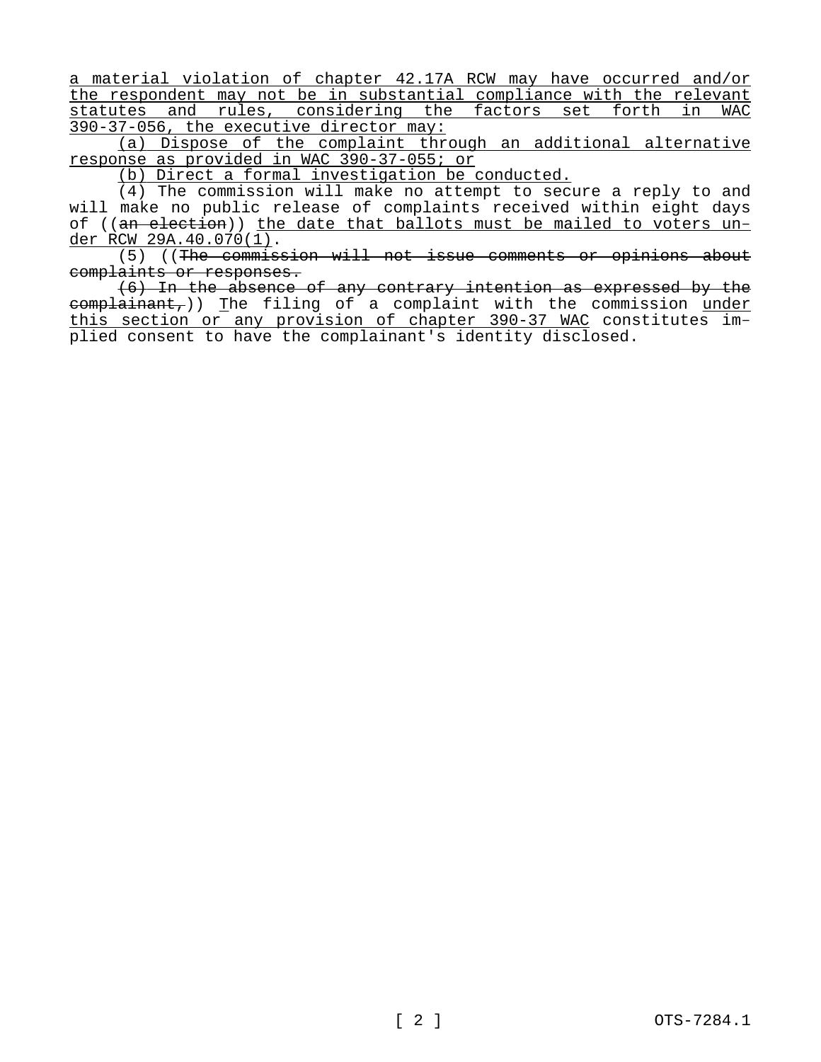a material violation of chapter 42.17A RCW may have occurred and/or the respondent may not be in substantial compliance with the relevant statutes and rules, considering the factors set forth in WAC 390-37-056, the executive director may:

(a) Dispose of the complaint through an additional alternative response as provided in WAC 390-37-055; or

(b) Direct a formal investigation be conducted.

(4) The commission will make no attempt to secure a reply to and will make no public release of complaints received within eight days of ((~~an election~~)) the date that ballots must be mailed to voters under RCW 29A.40.070(1).

(5) ((~~The commission will not issue comments or opinions about complaints or responses.~~

~~(6) In the absence of any contrary intention as expressed by the complainant,~~)) The filing of a complaint with the commission under this section or any provision of chapter 390-37 WAC constitutes implied consent to have the complainant's identity disclosed.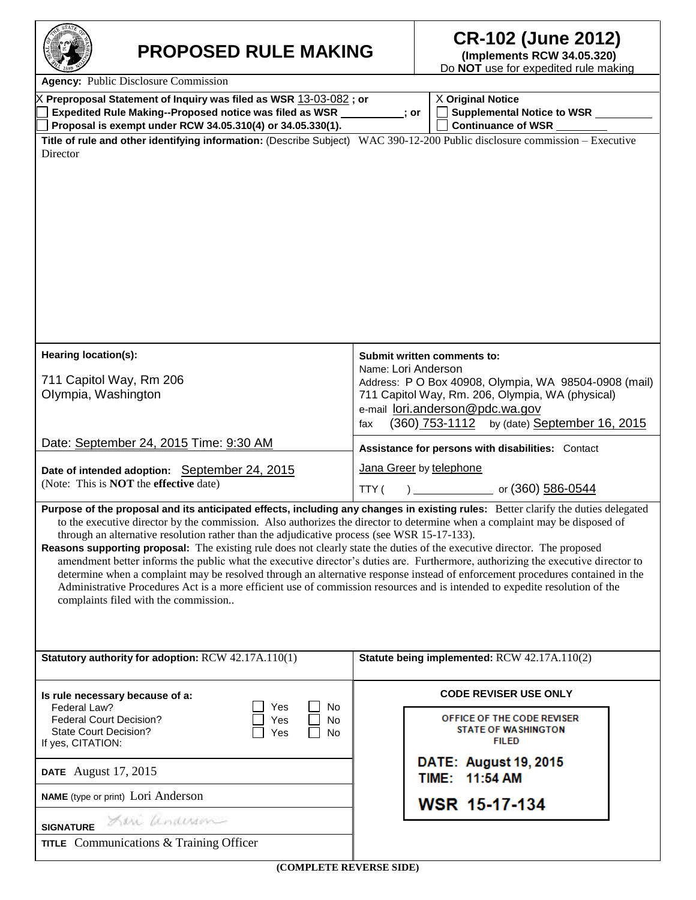# PROPOSED RULE MAKING

**CR-102 (June 2012)**
**(Implements RCW 34.05.320)**
Do **NOT** use for expedited rule making

**Agency:** Public Disclosure Commission

X **Preproposal Statement of Inquiry was filed as WSR** 13-03-082 **; or**
☐ **Expedited Rule Making--Proposed notice was filed as WSR** ______; **or**
☐ **Proposal is exempt under RCW 34.05.310(4) or 34.05.330(1).**

X **Original Notice**
☐ **Supplemental Notice to WSR** ______
☐ **Continuance of WSR** ______

**Title of rule and other identifying information:** (Describe Subject) WAC 390-12-200 Public disclosure commission – Executive Director

**Hearing location(s):**

711 Capitol Way, Rm 206
Olympia, Washington

Date: September 24, 2015 Time: 9:30 AM

**Date of intended adoption:** September 24, 2015
(Note: This is **NOT** the **effective** date)

**Submit written comments to:**
Name: Lori Anderson
Address: P O Box 40908, Olympia, WA 98504-0908 (mail)
711 Capitol Way, Rm. 206, Olympia, WA (physical)
e-mail lori.anderson@pdc.wa.gov
fax (360) 753-1112 by (date) September 16, 2015

**Assistance for persons with disabilities:** Contact
Jana Greer by telephone
TTY ( ) ______ or (360) 586-0544

**Purpose of the proposal and its anticipated effects, including any changes in existing rules:** Better clarify the duties delegated to the executive director by the commission. Also authorizes the director to determine when a complaint may be disposed of through an alternative resolution rather than the adjudicative process (see WSR 15-17-133).

**Reasons supporting proposal:** The existing rule does not clearly state the duties of the executive director. The proposed amendment better informs the public what the executive director's duties are. Furthermore, authorizing the executive director to determine when a complaint may be resolved through an alternative response instead of enforcement procedures contained in the Administrative Procedures Act is a more efficient use of commission resources and is intended to expedite resolution of the complaints filed with the commission..

**Statutory authority for adoption:** RCW 42.17A.110(1)

**Statute being implemented:** RCW 42.17A.110(2)

**Is rule necessary because of a:**
Federal Law? ☐ Yes ☐ No
Federal Court Decision? ☐ Yes ☐ No
State Court Decision? ☐ Yes ☐ No
If yes, CITATION:

**DATE** August 17, 2015

**NAME** (type or print) Lori Anderson

**SIGNATURE** Lori Anderson

**TITLE** Communications & Training Officer

**CODE REVISER USE ONLY**

OFFICE OF THE CODE REVISER
STATE OF WASHINGTON
FILED

DATE: August 19, 2015
TIME: 11:54 AM

WSR 15-17-134

**(COMPLETE REVERSE SIDE)**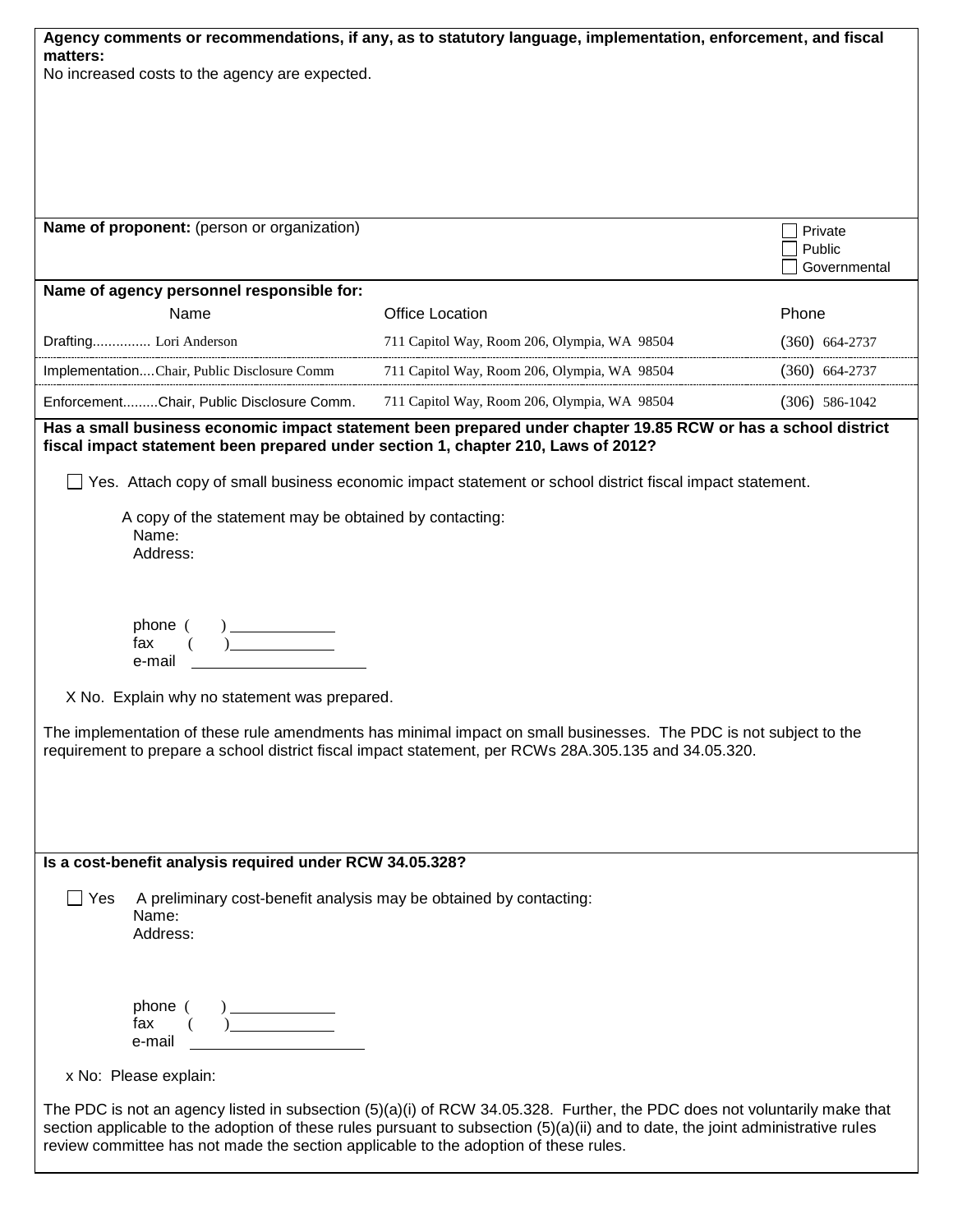**Agency comments or recommendations, if any, as to statutory language, implementation, enforcement, and fiscal matters:**

No increased costs to the agency are expected.

**Name of proponent:** (person or organization)

☐ Private
☐ Public
☐ Governmental

**Name of agency personnel responsible for:**

| Name | Office Location | Phone |
| --- | --- | --- |
| Drafting............... Lori Anderson | 711 Capitol Way, Room 206, Olympia, WA 98504 | (360) 664-2737 |
| Implementation....Chair, Public Disclosure Comm | 711 Capitol Way, Room 206, Olympia, WA 98504 | (360) 664-2737 |
| Enforcement.........Chair, Public Disclosure Comm. | 711 Capitol Way, Room 206, Olympia, WA 98504 | (306) 586-1042 |

**Has a small business economic impact statement been prepared under chapter 19.85 RCW or has a school district fiscal impact statement been prepared under section 1, chapter 210, Laws of 2012?**

☐ Yes. Attach copy of small business economic impact statement or school district fiscal impact statement.

A copy of the statement may be obtained by contacting:
Name:
Address:

phone ( ) ____________
fax ( ) ____________
e-mail ____________________

X No. Explain why no statement was prepared.

The implementation of these rule amendments has minimal impact on small businesses. The PDC is not subject to the requirement to prepare a school district fiscal impact statement, per RCWs 28A.305.135 and 34.05.320.

**Is a cost-benefit analysis required under RCW 34.05.328?**

☐ Yes A preliminary cost-benefit analysis may be obtained by contacting:
Name:
Address:

phone ( ) ____________
fax ( ) ____________
e-mail ____________________

x No: Please explain:

The PDC is not an agency listed in subsection (5)(a)(i) of RCW 34.05.328. Further, the PDC does not voluntarily make that section applicable to the adoption of these rules pursuant to subsection (5)(a)(ii) and to date, the joint administrative rules review committee has not made the section applicable to the adoption of these rules.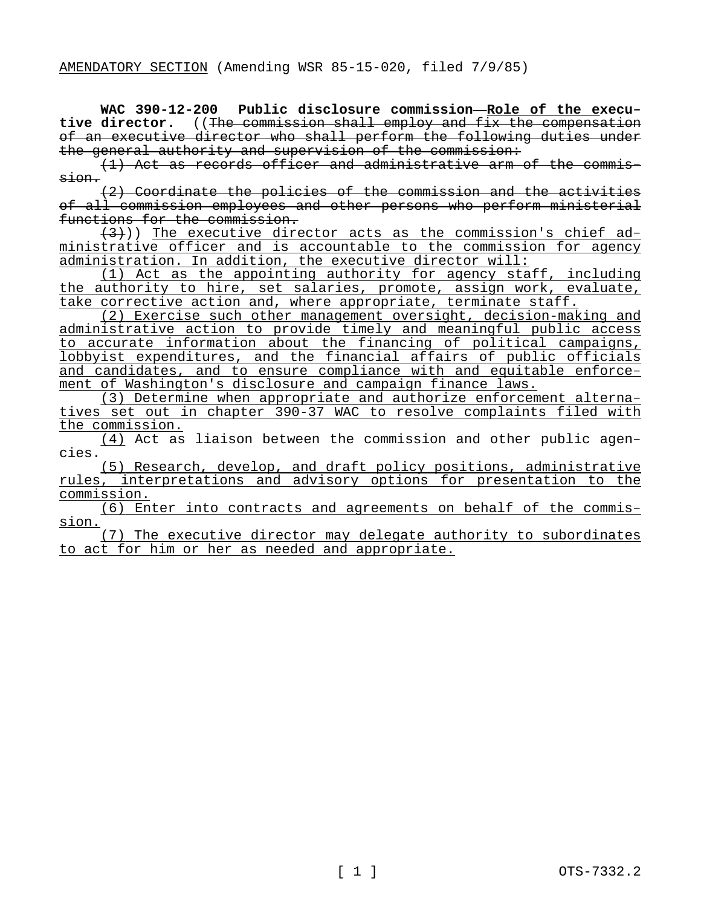AMENDATORY SECTION (Amending WSR 85-15-020, filed 7/9/85)

**WAC 390-12-200 Public disclosure commission—Role of the executive director.** ((~~The commission shall employ and fix the compensation of an executive director who shall perform the following duties under the general authority and supervision of the commission:~~

~~(1) Act as records officer and administrative arm of the commission.~~

~~(2) Coordinate the policies of the commission and the activities of all commission employees and other persons who perform ministerial functions for the commission.~~

~~(3)~~)) The executive director acts as the commission's chief administrative officer and is accountable to the commission for agency administration. In addition, the executive director will:

(1) Act as the appointing authority for agency staff, including the authority to hire, set salaries, promote, assign work, evaluate, take corrective action and, where appropriate, terminate staff.

(2) Exercise such other management oversight, decision-making and administrative action to provide timely and meaningful public access to accurate information about the financing of political campaigns, lobbyist expenditures, and the financial affairs of public officials and candidates, and to ensure compliance with and equitable enforcement of Washington's disclosure and campaign finance laws.

(3) Determine when appropriate and authorize enforcement alternatives set out in chapter 390-37 WAC to resolve complaints filed with the commission.

(4) Act as liaison between the commission and other public agencies.

(5) Research, develop, and draft policy positions, administrative rules, interpretations and advisory options for presentation to the commission.

(6) Enter into contracts and agreements on behalf of the commission.

(7) The executive director may delegate authority to subordinates to act for him or her as needed and appropriate.